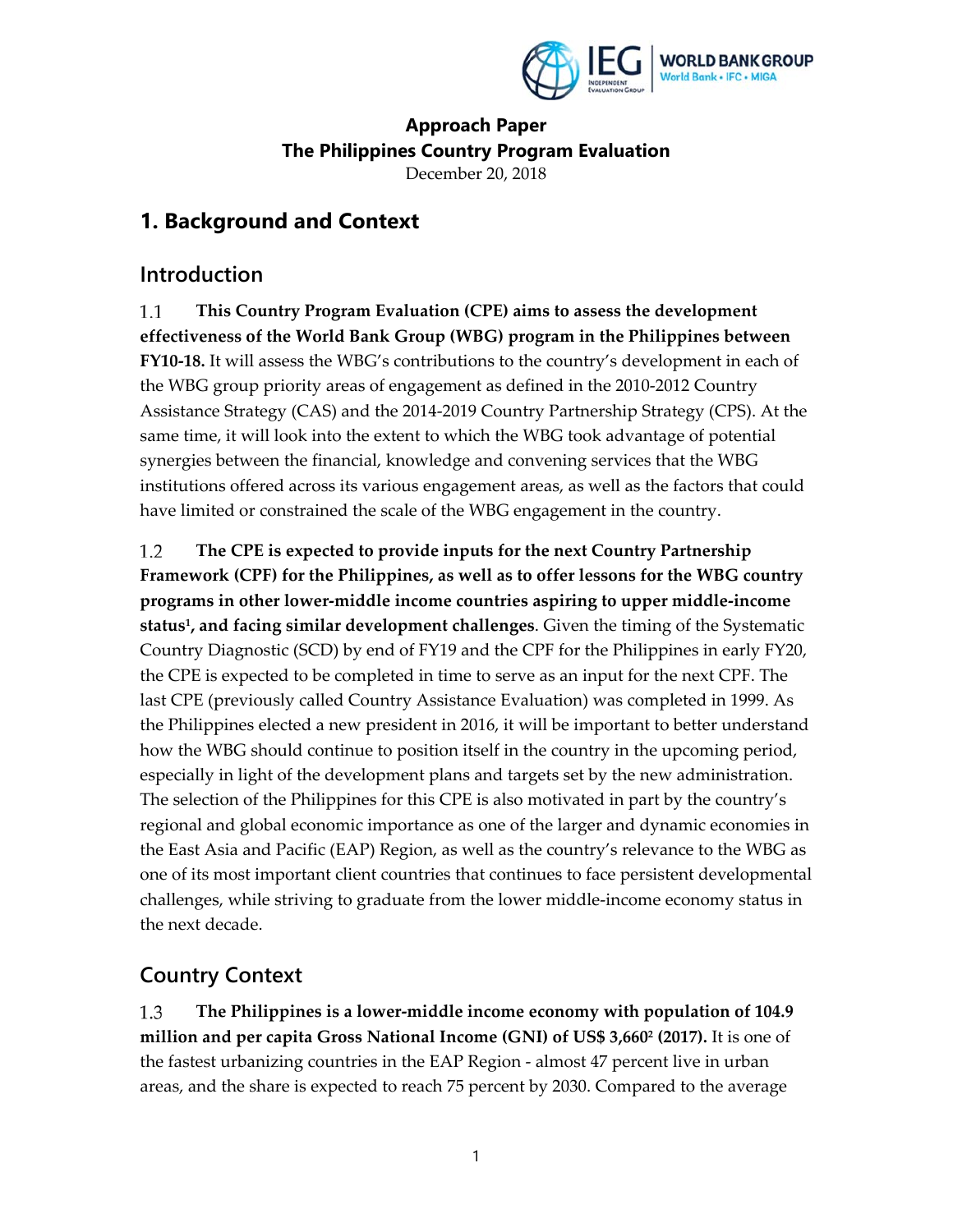**Approach Paper**
**The Philippines Country Program Evaluation**
December 20, 2018

# 1. Background and Context

## Introduction

1.1 **This Country Program Evaluation (CPE) aims to assess the development effectiveness of the World Bank Group (WBG) program in the Philippines between FY10-18.** It will assess the WBG's contributions to the country's development in each of the WBG group priority areas of engagement as defined in the 2010-2012 Country Assistance Strategy (CAS) and the 2014-2019 Country Partnership Strategy (CPS). At the same time, it will look into the extent to which the WBG took advantage of potential synergies between the financial, knowledge and convening services that the WBG institutions offered across its various engagement areas, as well as the factors that could have limited or constrained the scale of the WBG engagement in the country.

1.2 **The CPE is expected to provide inputs for the next Country Partnership Framework (CPF) for the Philippines, as well as to offer lessons for the WBG country programs in other lower-middle income countries aspiring to upper middle-income status[1], and facing similar development challenges**. Given the timing of the Systematic Country Diagnostic (SCD) by end of FY19 and the CPF for the Philippines in early FY20, the CPE is expected to be completed in time to serve as an input for the next CPF. The last CPE (previously called Country Assistance Evaluation) was completed in 1999. As the Philippines elected a new president in 2016, it will be important to better understand how the WBG should continue to position itself in the country in the upcoming period, especially in light of the development plans and targets set by the new administration. The selection of the Philippines for this CPE is also motivated in part by the country's regional and global economic importance as one of the larger and dynamic economies in the East Asia and Pacific (EAP) Region, as well as the country's relevance to the WBG as one of its most important client countries that continues to face persistent developmental challenges, while striving to graduate from the lower middle-income economy status in the next decade.

## Country Context

1.3 **The Philippines is a lower-middle income economy with population of 104.9 million and per capita Gross National Income (GNI) of US$ 3,660[2] (2017).** It is one of the fastest urbanizing countries in the EAP Region - almost 47 percent live in urban areas, and the share is expected to reach 75 percent by 2030. Compared to the average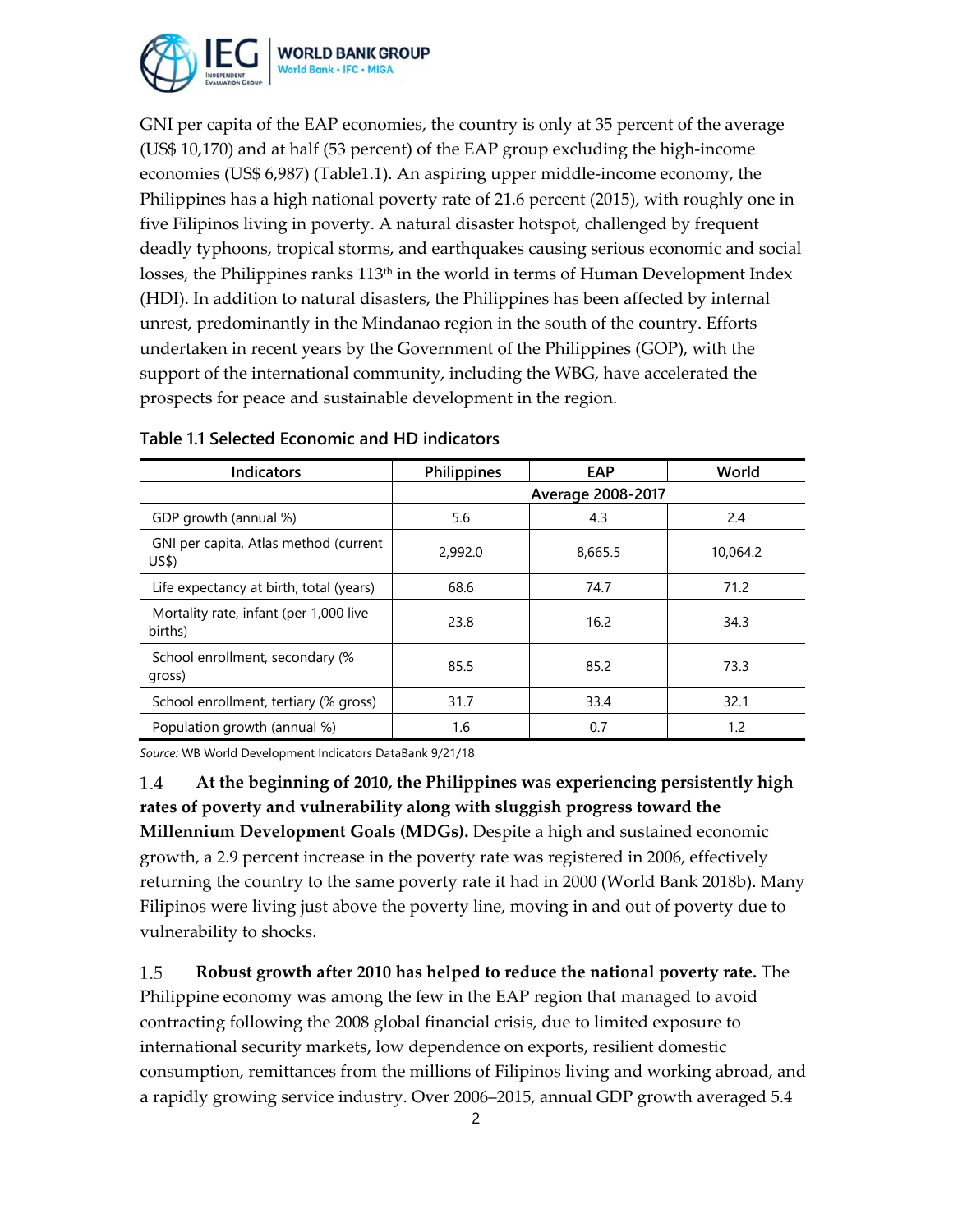GNI per capita of the EAP economies, the country is only at 35 percent of the average (US$ 10,170) and at half (53 percent) of the EAP group excluding the high-income economies (US$ 6,987) (Table1.1). An aspiring upper middle-income economy, the Philippines has a high national poverty rate of 21.6 percent (2015), with roughly one in five Filipinos living in poverty. A natural disaster hotspot, challenged by frequent deadly typhoons, tropical storms, and earthquakes causing serious economic and social losses, the Philippines ranks 113th in the world in terms of Human Development Index (HDI). In addition to natural disasters, the Philippines has been affected by internal unrest, predominantly in the Mindanao region in the south of the country. Efforts undertaken in recent years by the Government of the Philippines (GOP), with the support of the international community, including the WBG, have accelerated the prospects for peace and sustainable development in the region.

**Table 1.1 Selected Economic and HD indicators**

| Indicators | Philippines | EAP | World |
|---|---|---|---|
| | Average 2008-2017 | | |
| GDP growth (annual %) | 5.6 | 4.3 | 2.4 |
| GNI per capita, Atlas method (current US$) | 2,992.0 | 8,665.5 | 10,064.2 |
| Life expectancy at birth, total (years) | 68.6 | 74.7 | 71.2 |
| Mortality rate, infant (per 1,000 live births) | 23.8 | 16.2 | 34.3 |
| School enrollment, secondary (% gross) | 85.5 | 85.2 | 73.3 |
| School enrollment, tertiary (% gross) | 31.7 | 33.4 | 32.1 |
| Population growth (annual %) | 1.6 | 0.7 | 1.2 |

*Source:* WB World Development Indicators DataBank 9/21/18

1.4 **At the beginning of 2010, the Philippines was experiencing persistently high rates of poverty and vulnerability along with sluggish progress toward the Millennium Development Goals (MDGs).** Despite a high and sustained economic growth, a 2.9 percent increase in the poverty rate was registered in 2006, effectively returning the country to the same poverty rate it had in 2000 (World Bank 2018b). Many Filipinos were living just above the poverty line, moving in and out of poverty due to vulnerability to shocks.

1.5 **Robust growth after 2010 has helped to reduce the national poverty rate.** The Philippine economy was among the few in the EAP region that managed to avoid contracting following the 2008 global financial crisis, due to limited exposure to international security markets, low dependence on exports, resilient domestic consumption, remittances from the millions of Filipinos living and working abroad, and a rapidly growing service industry. Over 2006–2015, annual GDP growth averaged 5.4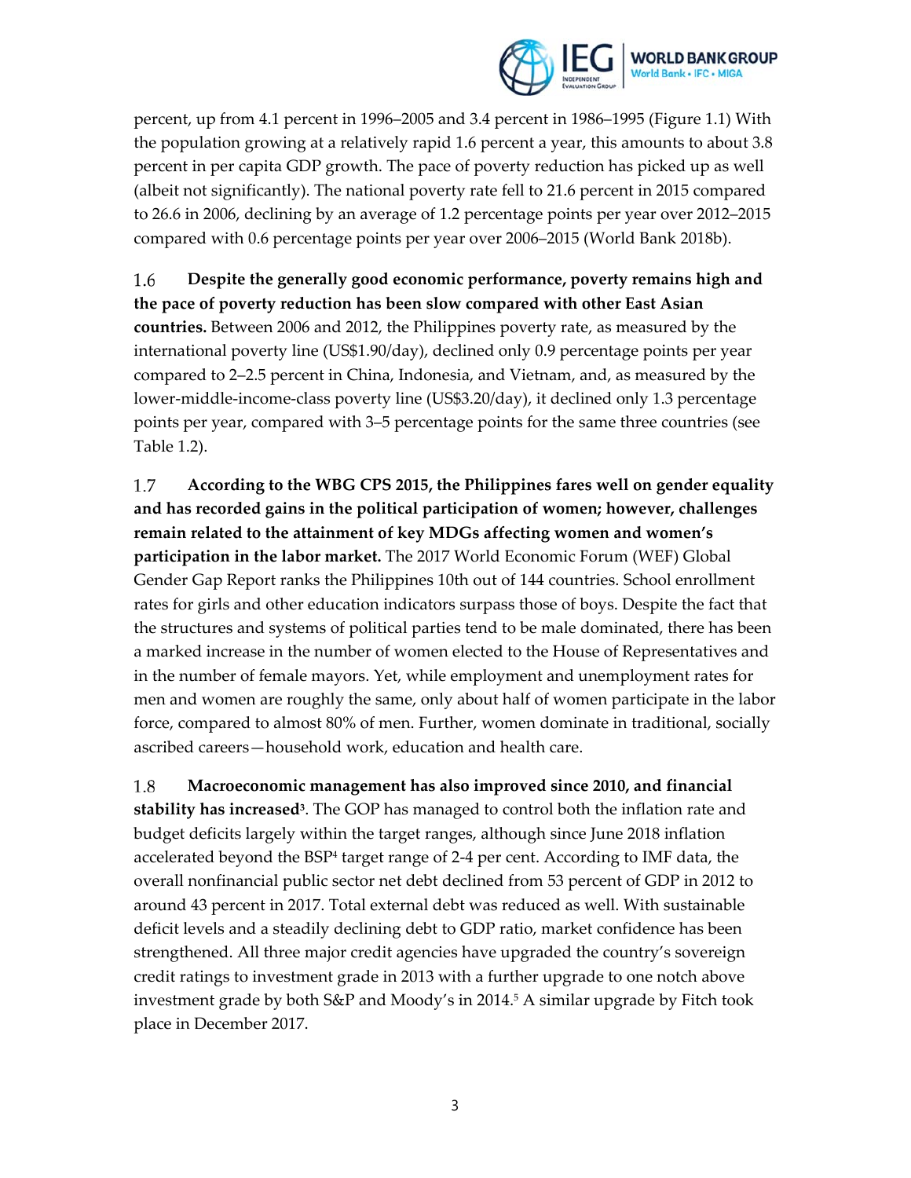percent, up from 4.1 percent in 1996–2005 and 3.4 percent in 1986–1995 (Figure 1.1) With the population growing at a relatively rapid 1.6 percent a year, this amounts to about 3.8 percent in per capita GDP growth. The pace of poverty reduction has picked up as well (albeit not significantly). The national poverty rate fell to 21.6 percent in 2015 compared to 26.6 in 2006, declining by an average of 1.2 percentage points per year over 2012–2015 compared with 0.6 percentage points per year over 2006–2015 (World Bank 2018b).

1.6 **Despite the generally good economic performance, poverty remains high and the pace of poverty reduction has been slow compared with other East Asian countries.** Between 2006 and 2012, the Philippines poverty rate, as measured by the international poverty line (US$1.90/day), declined only 0.9 percentage points per year compared to 2–2.5 percent in China, Indonesia, and Vietnam, and, as measured by the lower-middle-income-class poverty line (US$3.20/day), it declined only 1.3 percentage points per year, compared with 3–5 percentage points for the same three countries (see Table 1.2).

1.7 **According to the WBG CPS 2015, the Philippines fares well on gender equality and has recorded gains in the political participation of women; however, challenges remain related to the attainment of key MDGs affecting women and women's participation in the labor market.** The 2017 World Economic Forum (WEF) Global Gender Gap Report ranks the Philippines 10th out of 144 countries. School enrollment rates for girls and other education indicators surpass those of boys. Despite the fact that the structures and systems of political parties tend to be male dominated, there has been a marked increase in the number of women elected to the House of Representatives and in the number of female mayors. Yet, while employment and unemployment rates for men and women are roughly the same, only about half of women participate in the labor force, compared to almost 80% of men. Further, women dominate in traditional, socially ascribed careers—household work, education and health care.

1.8 **Macroeconomic management has also improved since 2010, and financial stability has increased**[3]. The GOP has managed to control both the inflation rate and budget deficits largely within the target ranges, although since June 2018 inflation accelerated beyond the BSP[4] target range of 2-4 per cent. According to IMF data, the overall nonfinancial public sector net debt declined from 53 percent of GDP in 2012 to around 43 percent in 2017. Total external debt was reduced as well. With sustainable deficit levels and a steadily declining debt to GDP ratio, market confidence has been strengthened. All three major credit agencies have upgraded the country's sovereign credit ratings to investment grade in 2013 with a further upgrade to one notch above investment grade by both S&P and Moody's in 2014.[5] A similar upgrade by Fitch took place in December 2017.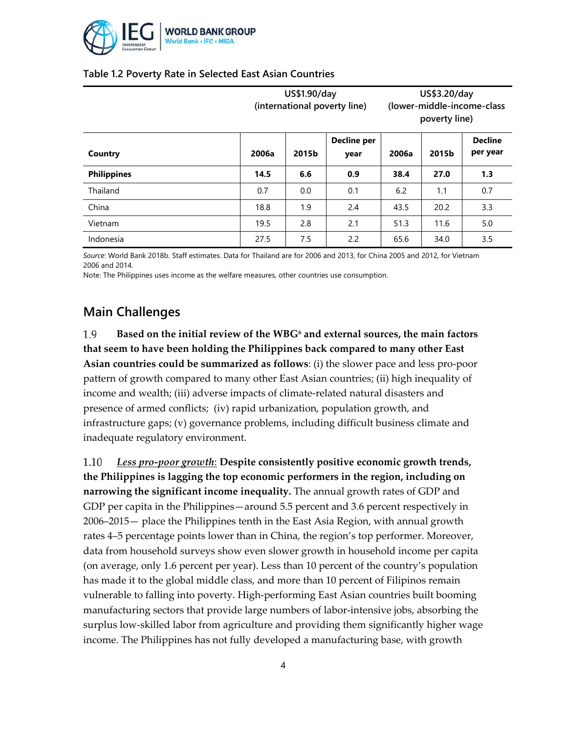Table 1.2 Poverty Rate in Selected East Asian Countries

| Country | US$1.90/day (international poverty line) | | | US$3.20/day (lower-middle-income-class poverty line) | | |
|---|---|---|---|---|---|---|
| | 2006a | 2015b | Decline per year | 2006a | 2015b | Decline per year |
| **Philippines** | **14.5** | **6.6** | **0.9** | **38.4** | **27.0** | **1.3** |
| Thailand | 0.7 | 0.0 | 0.1 | 6.2 | 1.1 | 0.7 |
| China | 18.8 | 1.9 | 2.4 | 43.5 | 20.2 | 3.3 |
| Vietnam | 19.5 | 2.8 | 2.1 | 51.3 | 11.6 | 5.0 |
| Indonesia | 27.5 | 7.5 | 2.2 | 65.6 | 34.0 | 3.5 |

*Source*: World Bank 2018b. Staff estimates. Data for Thailand are for 2006 and 2013, for China 2005 and 2012, for Vietnam 2006 and 2014.
Note: The Philippines uses income as the welfare measures, other countries use consumption.

## Main Challenges

1.9 **Based on the initial review of the WBG[6] and external sources, the main factors that seem to have been holding the Philippines back compared to many other East Asian countries could be summarized as follows**: (i) the slower pace and less pro-poor pattern of growth compared to many other East Asian countries; (ii) high inequality of income and wealth; (iii) adverse impacts of climate-related natural disasters and presence of armed conflicts; (iv) rapid urbanization, population growth, and infrastructure gaps; (v) governance problems, including difficult business climate and inadequate regulatory environment.

1.10 *Less pro-poor growth*: **Despite consistently positive economic growth trends, the Philippines is lagging the top economic performers in the region, including on narrowing the significant income inequality.** The annual growth rates of GDP and GDP per capita in the Philippines—around 5.5 percent and 3.6 percent respectively in 2006–2015— place the Philippines tenth in the East Asia Region, with annual growth rates 4–5 percentage points lower than in China, the region's top performer. Moreover, data from household surveys show even slower growth in household income per capita (on average, only 1.6 percent per year). Less than 10 percent of the country's population has made it to the global middle class, and more than 10 percent of Filipinos remain vulnerable to falling into poverty. High-performing East Asian countries built booming manufacturing sectors that provide large numbers of labor-intensive jobs, absorbing the surplus low-skilled labor from agriculture and providing them significantly higher wage income. The Philippines has not fully developed a manufacturing base, with growth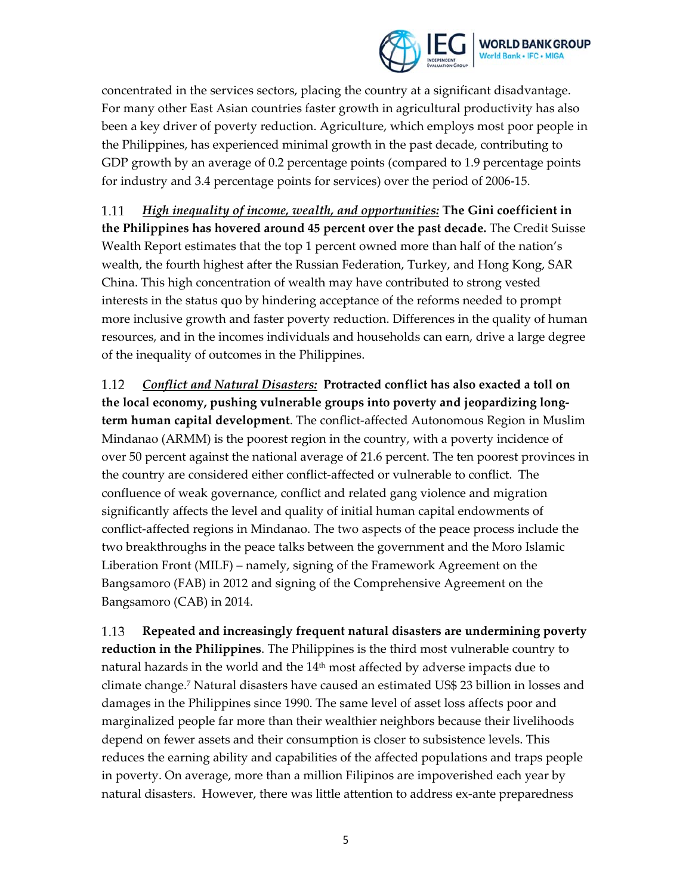concentrated in the services sectors, placing the country at a significant disadvantage. For many other East Asian countries faster growth in agricultural productivity has also been a key driver of poverty reduction. Agriculture, which employs most poor people in the Philippines, has experienced minimal growth in the past decade, contributing to GDP growth by an average of 0.2 percentage points (compared to 1.9 percentage points for industry and 3.4 percentage points for services) over the period of 2006-15.

1.11 ***High inequality of income, wealth, and opportunities:*** **The Gini coefficient in the Philippines has hovered around 45 percent over the past decade.** The Credit Suisse Wealth Report estimates that the top 1 percent owned more than half of the nation's wealth, the fourth highest after the Russian Federation, Turkey, and Hong Kong, SAR China. This high concentration of wealth may have contributed to strong vested interests in the status quo by hindering acceptance of the reforms needed to prompt more inclusive growth and faster poverty reduction. Differences in the quality of human resources, and in the incomes individuals and households can earn, drive a large degree of the inequality of outcomes in the Philippines.

1.12 ***Conflict and Natural Disasters:*** **Protracted conflict has also exacted a toll on the local economy, pushing vulnerable groups into poverty and jeopardizing long-term human capital development**. The conflict-affected Autonomous Region in Muslim Mindanao (ARMM) is the poorest region in the country, with a poverty incidence of over 50 percent against the national average of 21.6 percent. The ten poorest provinces in the country are considered either conflict-affected or vulnerable to conflict. The confluence of weak governance, conflict and related gang violence and migration significantly affects the level and quality of initial human capital endowments of conflict-affected regions in Mindanao. The two aspects of the peace process include the two breakthroughs in the peace talks between the government and the Moro Islamic Liberation Front (MILF) – namely, signing of the Framework Agreement on the Bangsamoro (FAB) in 2012 and signing of the Comprehensive Agreement on the Bangsamoro (CAB) in 2014.

1.13 **Repeated and increasingly frequent natural disasters are undermining poverty reduction in the Philippines**. The Philippines is the third most vulnerable country to natural hazards in the world and the 14th most affected by adverse impacts due to climate change.[7] Natural disasters have caused an estimated US$ 23 billion in losses and damages in the Philippines since 1990. The same level of asset loss affects poor and marginalized people far more than their wealthier neighbors because their livelihoods depend on fewer assets and their consumption is closer to subsistence levels. This reduces the earning ability and capabilities of the affected populations and traps people in poverty. On average, more than a million Filipinos are impoverished each year by natural disasters. However, there was little attention to address ex-ante preparedness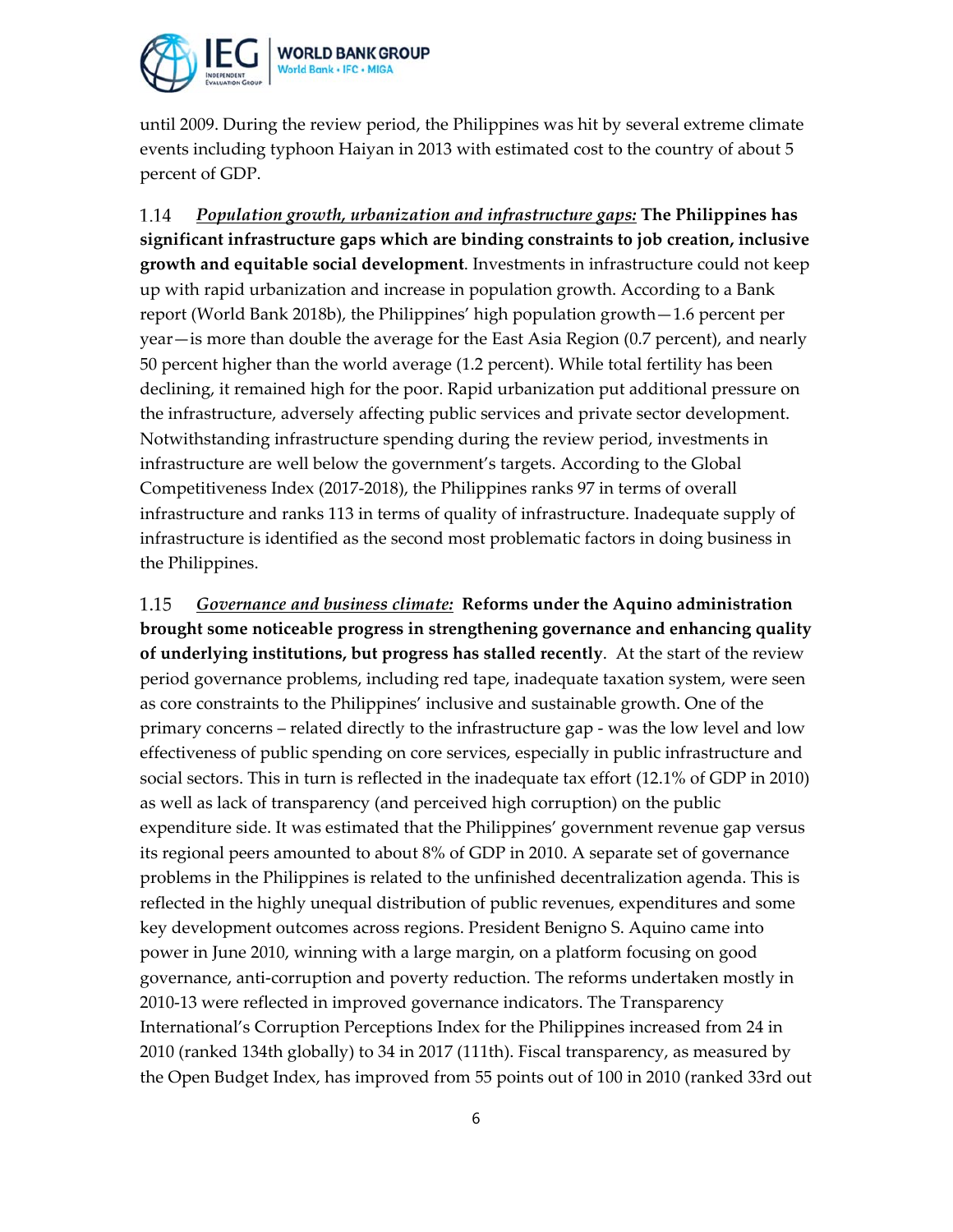until 2009. During the review period, the Philippines was hit by several extreme climate events including typhoon Haiyan in 2013 with estimated cost to the country of about 5 percent of GDP.

1.14 ***Population growth, urbanization and infrastructure gaps:*** **The Philippines has significant infrastructure gaps which are binding constraints to job creation, inclusive growth and equitable social development**. Investments in infrastructure could not keep up with rapid urbanization and increase in population growth. According to a Bank report (World Bank 2018b), the Philippines' high population growth—1.6 percent per year—is more than double the average for the East Asia Region (0.7 percent), and nearly 50 percent higher than the world average (1.2 percent). While total fertility has been declining, it remained high for the poor. Rapid urbanization put additional pressure on the infrastructure, adversely affecting public services and private sector development. Notwithstanding infrastructure spending during the review period, investments in infrastructure are well below the government's targets. According to the Global Competitiveness Index (2017-2018), the Philippines ranks 97 in terms of overall infrastructure and ranks 113 in terms of quality of infrastructure. Inadequate supply of infrastructure is identified as the second most problematic factors in doing business in the Philippines.

1.15 ***Governance and business climate:*** **Reforms under the Aquino administration brought some noticeable progress in strengthening governance and enhancing quality of underlying institutions, but progress has stalled recently**. At the start of the review period governance problems, including red tape, inadequate taxation system, were seen as core constraints to the Philippines' inclusive and sustainable growth. One of the primary concerns – related directly to the infrastructure gap - was the low level and low effectiveness of public spending on core services, especially in public infrastructure and social sectors. This in turn is reflected in the inadequate tax effort (12.1% of GDP in 2010) as well as lack of transparency (and perceived high corruption) on the public expenditure side. It was estimated that the Philippines' government revenue gap versus its regional peers amounted to about 8% of GDP in 2010. A separate set of governance problems in the Philippines is related to the unfinished decentralization agenda. This is reflected in the highly unequal distribution of public revenues, expenditures and some key development outcomes across regions. President Benigno S. Aquino came into power in June 2010, winning with a large margin, on a platform focusing on good governance, anti-corruption and poverty reduction. The reforms undertaken mostly in 2010-13 were reflected in improved governance indicators. The Transparency International's Corruption Perceptions Index for the Philippines increased from 24 in 2010 (ranked 134th globally) to 34 in 2017 (111th). Fiscal transparency, as measured by the Open Budget Index, has improved from 55 points out of 100 in 2010 (ranked 33rd out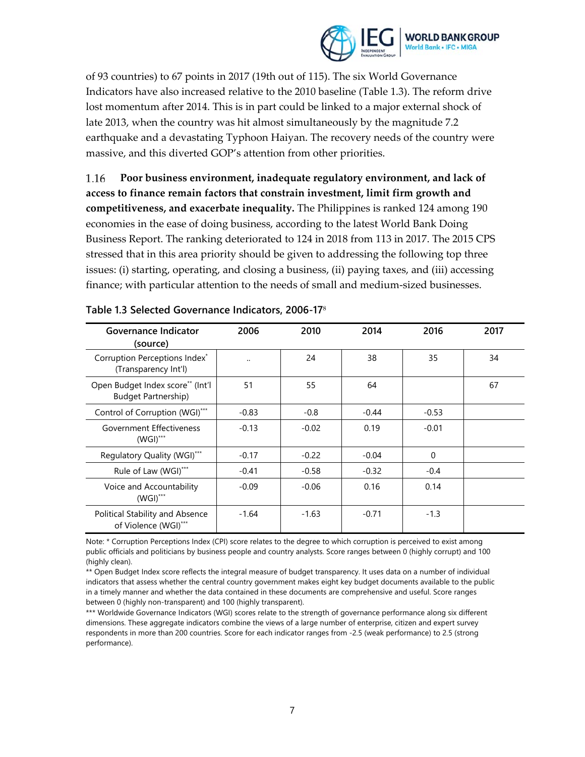of 93 countries) to 67 points in 2017 (19th out of 115). The six World Governance Indicators have also increased relative to the 2010 baseline (Table 1.3). The reform drive lost momentum after 2014. This is in part could be linked to a major external shock of late 2013, when the country was hit almost simultaneously by the magnitude 7.2 earthquake and a devastating Typhoon Haiyan. The recovery needs of the country were massive, and this diverted GOP's attention from other priorities.

1.16 **Poor business environment, inadequate regulatory environment, and lack of access to finance remain factors that constrain investment, limit firm growth and competitiveness, and exacerbate inequality.** The Philippines is ranked 124 among 190 economies in the ease of doing business, according to the latest World Bank Doing Business Report. The ranking deteriorated to 124 in 2018 from 113 in 2017. The 2015 CPS stressed that in this area priority should be given to addressing the following top three issues: (i) starting, operating, and closing a business, (ii) paying taxes, and (iii) accessing finance; with particular attention to the needs of small and medium-sized businesses.

**Table 1.3 Selected Governance Indicators, 2006-17**[8]

| Governance Indicator (source) | 2006 | 2010 | 2014 | 2016 | 2017 |
|---|---|---|---|---|---|
| Corruption Perceptions Index* (Transparency Int'l) | .. | 24 | 38 | 35 | 34 |
| Open Budget Index score** (Int'l Budget Partnership) | 51 | 55 | 64 | | 67 |
| Control of Corruption (WGI)*** | -0.83 | -0.8 | -0.44 | -0.53 | |
| Government Effectiveness (WGI)*** | -0.13 | -0.02 | 0.19 | -0.01 | |
| Regulatory Quality (WGI)*** | -0.17 | -0.22 | -0.04 | 0 | |
| Rule of Law (WGI)*** | -0.41 | -0.58 | -0.32 | -0.4 | |
| Voice and Accountability (WGI)*** | -0.09 | -0.06 | 0.16 | 0.14 | |
| Political Stability and Absence of Violence (WGI)*** | -1.64 | -1.63 | -0.71 | -1.3 | |

Note: * Corruption Perceptions Index (CPI) score relates to the degree to which corruption is perceived to exist among public officials and politicians by business people and country analysts. Score ranges between 0 (highly corrupt) and 100 (highly clean).

** Open Budget Index score reflects the integral measure of budget transparency. It uses data on a number of individual indicators that assess whether the central country government makes eight key budget documents available to the public in a timely manner and whether the data contained in these documents are comprehensive and useful. Score ranges between 0 (highly non-transparent) and 100 (highly transparent).

*** Worldwide Governance Indicators (WGI) scores relate to the strength of governance performance along six different dimensions. These aggregate indicators combine the views of a large number of enterprise, citizen and expert survey respondents in more than 200 countries. Score for each indicator ranges from -2.5 (weak performance) to 2.5 (strong performance).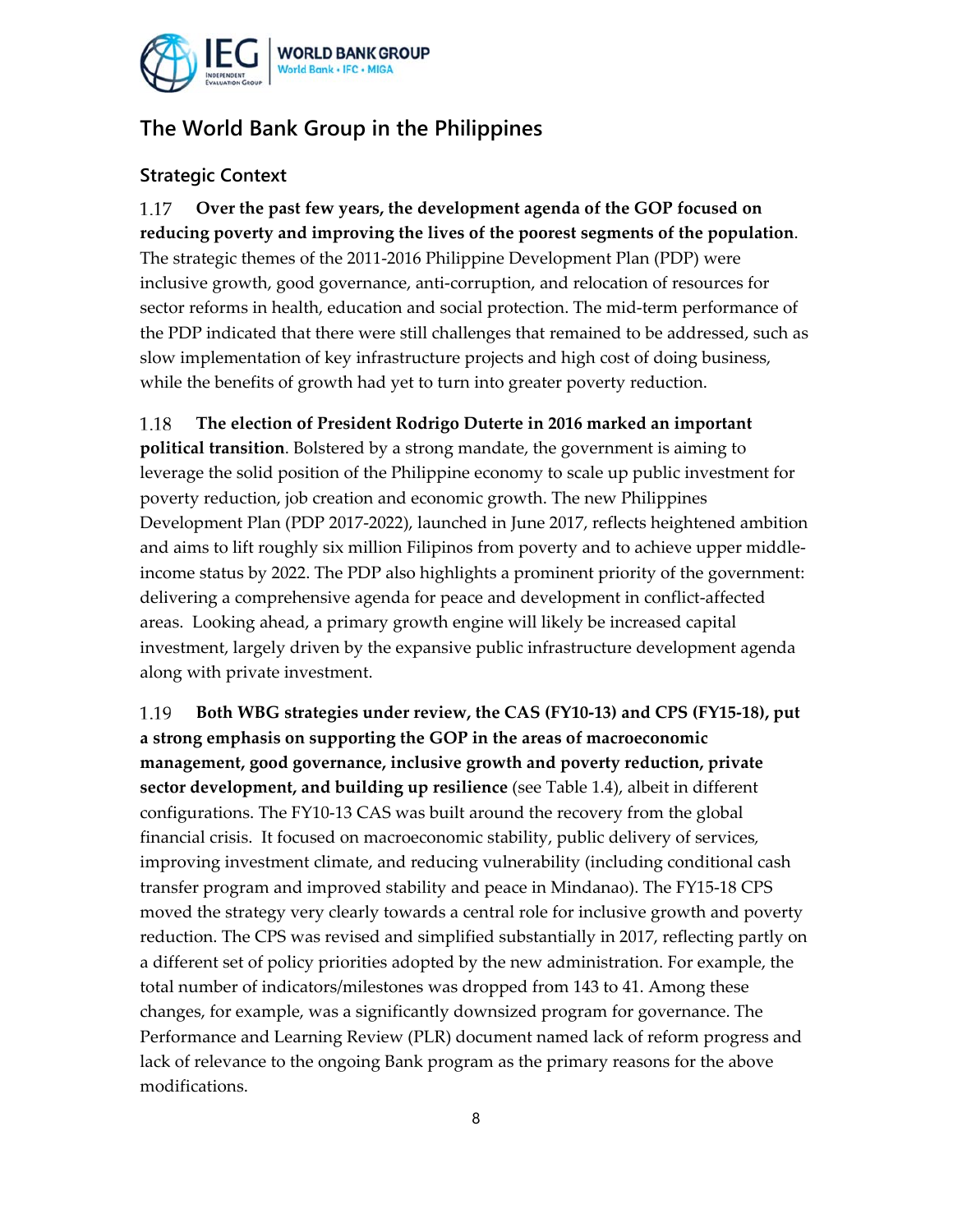## The World Bank Group in the Philippines

### Strategic Context

1.17 **Over the past few years, the development agenda of the GOP focused on reducing poverty and improving the lives of the poorest segments of the population**. The strategic themes of the 2011-2016 Philippine Development Plan (PDP) were inclusive growth, good governance, anti-corruption, and relocation of resources for sector reforms in health, education and social protection. The mid-term performance of the PDP indicated that there were still challenges that remained to be addressed, such as slow implementation of key infrastructure projects and high cost of doing business, while the benefits of growth had yet to turn into greater poverty reduction.

1.18 **The election of President Rodrigo Duterte in 2016 marked an important political transition**. Bolstered by a strong mandate, the government is aiming to leverage the solid position of the Philippine economy to scale up public investment for poverty reduction, job creation and economic growth. The new Philippines Development Plan (PDP 2017-2022), launched in June 2017, reflects heightened ambition and aims to lift roughly six million Filipinos from poverty and to achieve upper middle-income status by 2022. The PDP also highlights a prominent priority of the government: delivering a comprehensive agenda for peace and development in conflict-affected areas. Looking ahead, a primary growth engine will likely be increased capital investment, largely driven by the expansive public infrastructure development agenda along with private investment.

1.19 **Both WBG strategies under review, the CAS (FY10-13) and CPS (FY15-18), put a strong emphasis on supporting the GOP in the areas of macroeconomic management, good governance, inclusive growth and poverty reduction, private sector development, and building up resilience** (see Table 1.4), albeit in different configurations. The FY10-13 CAS was built around the recovery from the global financial crisis. It focused on macroeconomic stability, public delivery of services, improving investment climate, and reducing vulnerability (including conditional cash transfer program and improved stability and peace in Mindanao). The FY15-18 CPS moved the strategy very clearly towards a central role for inclusive growth and poverty reduction. The CPS was revised and simplified substantially in 2017, reflecting partly on a different set of policy priorities adopted by the new administration. For example, the total number of indicators/milestones was dropped from 143 to 41. Among these changes, for example, was a significantly downsized program for governance. The Performance and Learning Review (PLR) document named lack of reform progress and lack of relevance to the ongoing Bank program as the primary reasons for the above modifications.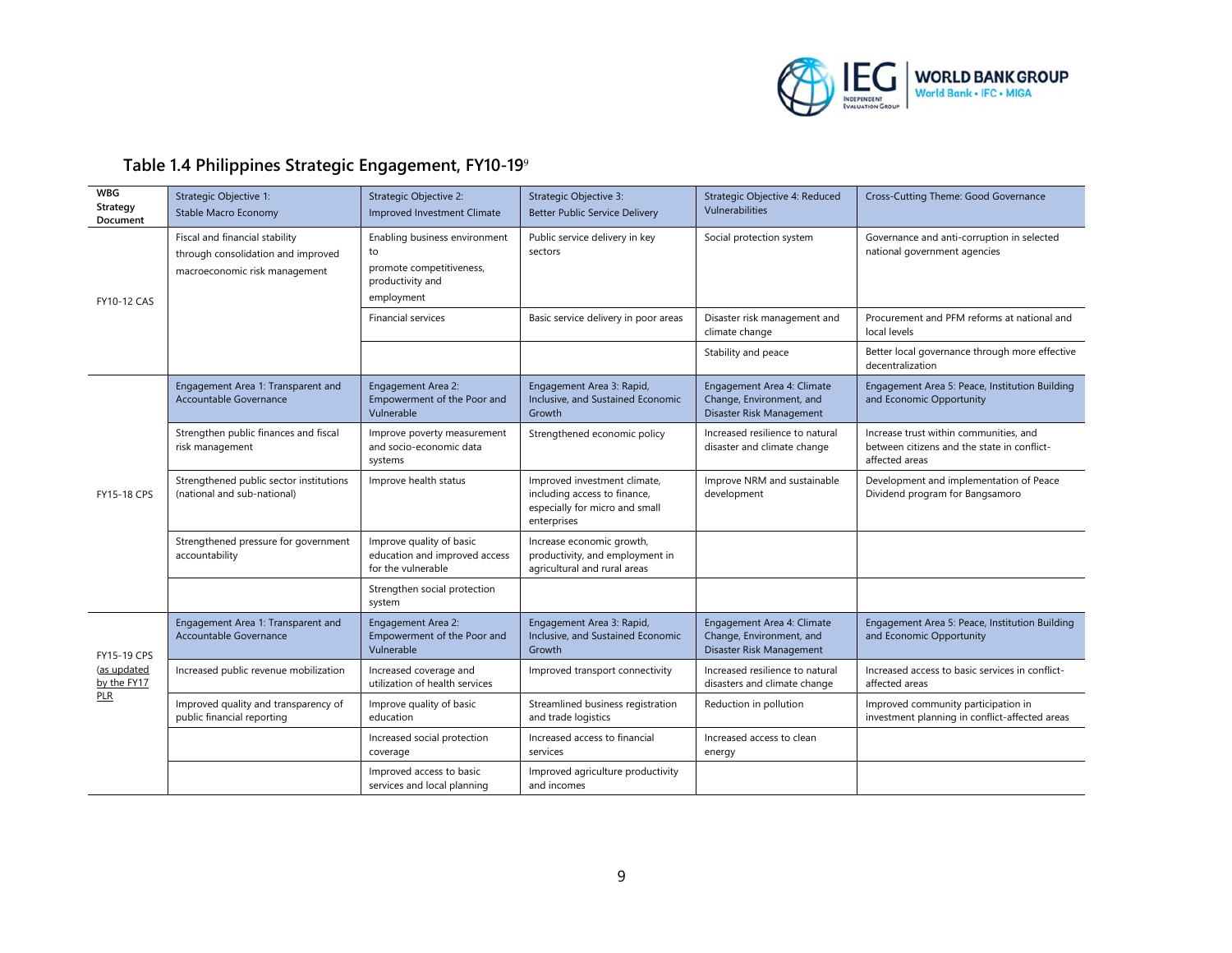## Table 1.4 Philippines Strategic Engagement, FY10-19[9]

| WBG Strategy Document | Strategic Objective 1: Stable Macro Economy | Strategic Objective 2: Improved Investment Climate | Strategic Objective 3: Better Public Service Delivery | Strategic Objective 4: Reduced Vulnerabilities | Cross-Cutting Theme: Good Governance |
|---|---|---|---|---|---|
| FY10-12 CAS | Fiscal and financial stability through consolidation and improved macroeconomic risk management | Enabling business environment to promote competitiveness, productivity and employment | Public service delivery in key sectors | Social protection system | Governance and anti-corruption in selected national government agencies |
| | | Financial services | Basic service delivery in poor areas | Disaster risk management and climate change | Procurement and PFM reforms at national and local levels |
| | | | | Stability and peace | Better local governance through more effective decentralization |
| FY15-18 CPS | Engagement Area 1: Transparent and Accountable Governance | Engagement Area 2: Empowerment of the Poor and Vulnerable | Engagement Area 3: Rapid, Inclusive, and Sustained Economic Growth | Engagement Area 4: Climate Change, Environment, and Disaster Risk Management | Engagement Area 5: Peace, Institution Building and Economic Opportunity |
| | Strengthen public finances and fiscal risk management | Improve poverty measurement and socio-economic data systems | Strengthened economic policy | Increased resilience to natural disaster and climate change | Increase trust within communities, and between citizens and the state in conflict-affected areas |
| | Strengthened public sector institutions (national and sub-national) | Improve health status | Improved investment climate, including access to finance, especially for micro and small enterprises | Improve NRM and sustainable development | Development and implementation of Peace Dividend program for Bangsamoro |
| | Strengthened pressure for government accountability | Improve quality of basic education and improved access for the vulnerable | Increase economic growth, productivity, and employment in agricultural and rural areas | | |
| | | Strengthen social protection system | | | |
| FY15-19 CPS (as updated by the FY17 PLR) | Engagement Area 1: Transparent and Accountable Governance | Engagement Area 2: Empowerment of the Poor and Vulnerable | Engagement Area 3: Rapid, Inclusive, and Sustained Economic Growth | Engagement Area 4: Climate Change, Environment, and Disaster Risk Management | Engagement Area 5: Peace, Institution Building and Economic Opportunity |
| | Increased public revenue mobilization | Increased coverage and utilization of health services | Improved transport connectivity | Increased resilience to natural disasters and climate change | Increased access to basic services in conflict-affected areas |
| | Improved quality and transparency of public financial reporting | Improve quality of basic education | Streamlined business registration and trade logistics | Reduction in pollution | Improved community participation in investment planning in conflict-affected areas |
| | | Increased social protection coverage | Increased access to financial services | Increased access to clean energy | |
| | | Improved access to basic services and local planning | Improved agriculture productivity and incomes | | |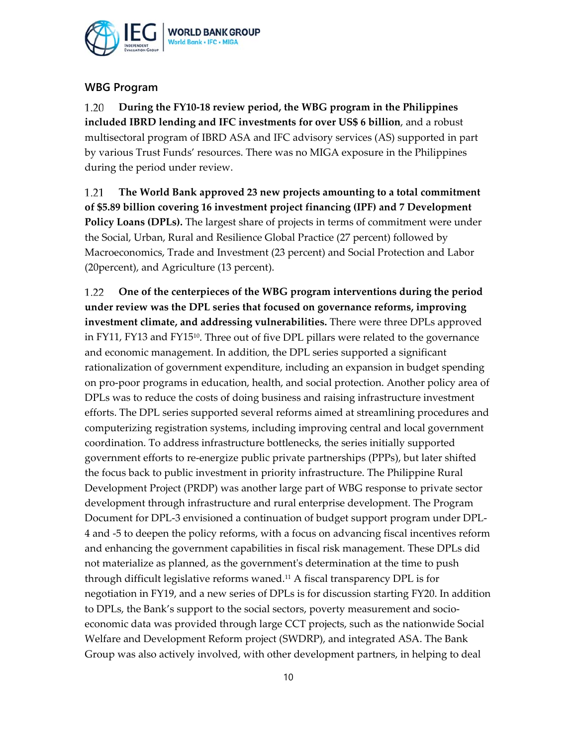## WBG Program

1.20 **During the FY10-18 review period, the WBG program in the Philippines included IBRD lending and IFC investments for over US$ 6 billion**, and a robust multisectoral program of IBRD ASA and IFC advisory services (AS) supported in part by various Trust Funds' resources. There was no MIGA exposure in the Philippines during the period under review.

1.21 **The World Bank approved 23 new projects amounting to a total commitment of $5.89 billion covering 16 investment project financing (IPF) and 7 Development Policy Loans (DPLs).** The largest share of projects in terms of commitment were under the Social, Urban, Rural and Resilience Global Practice (27 percent) followed by Macroeconomics, Trade and Investment (23 percent) and Social Protection and Labor (20percent), and Agriculture (13 percent).

1.22 **One of the centerpieces of the WBG program interventions during the period under review was the DPL series that focused on governance reforms, improving investment climate, and addressing vulnerabilities.** There were three DPLs approved in FY11, FY13 and FY15[10]. Three out of five DPL pillars were related to the governance and economic management. In addition, the DPL series supported a significant rationalization of government expenditure, including an expansion in budget spending on pro-poor programs in education, health, and social protection. Another policy area of DPLs was to reduce the costs of doing business and raising infrastructure investment efforts. The DPL series supported several reforms aimed at streamlining procedures and computerizing registration systems, including improving central and local government coordination. To address infrastructure bottlenecks, the series initially supported government efforts to re-energize public private partnerships (PPPs), but later shifted the focus back to public investment in priority infrastructure. The Philippine Rural Development Project (PRDP) was another large part of WBG response to private sector development through infrastructure and rural enterprise development. The Program Document for DPL-3 envisioned a continuation of budget support program under DPL-4 and -5 to deepen the policy reforms, with a focus on advancing fiscal incentives reform and enhancing the government capabilities in fiscal risk management. These DPLs did not materialize as planned, as the government's determination at the time to push through difficult legislative reforms waned.[11] A fiscal transparency DPL is for negotiation in FY19, and a new series of DPLs is for discussion starting FY20. In addition to DPLs, the Bank's support to the social sectors, poverty measurement and socio-economic data was provided through large CCT projects, such as the nationwide Social Welfare and Development Reform project (SWDRP), and integrated ASA. The Bank Group was also actively involved, with other development partners, in helping to deal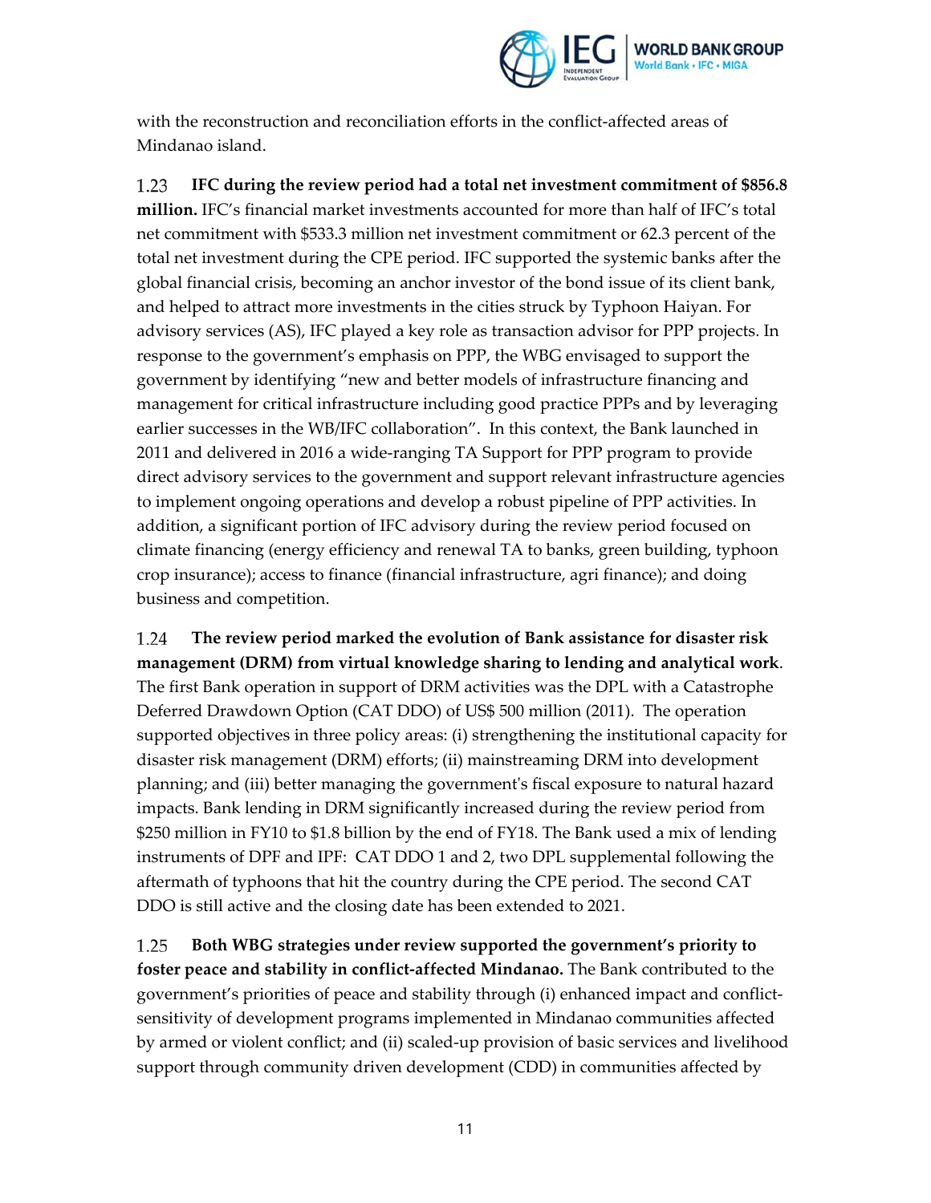with the reconstruction and reconciliation efforts in the conflict-affected areas of Mindanao island.

1.23 **IFC during the review period had a total net investment commitment of $856.8 million.** IFC's financial market investments accounted for more than half of IFC's total net commitment with $533.3 million net investment commitment or 62.3 percent of the total net investment during the CPE period. IFC supported the systemic banks after the global financial crisis, becoming an anchor investor of the bond issue of its client bank, and helped to attract more investments in the cities struck by Typhoon Haiyan. For advisory services (AS), IFC played a key role as transaction advisor for PPP projects. In response to the government's emphasis on PPP, the WBG envisaged to support the government by identifying "new and better models of infrastructure financing and management for critical infrastructure including good practice PPPs and by leveraging earlier successes in the WB/IFC collaboration". In this context, the Bank launched in 2011 and delivered in 2016 a wide-ranging TA Support for PPP program to provide direct advisory services to the government and support relevant infrastructure agencies to implement ongoing operations and develop a robust pipeline of PPP activities. In addition, a significant portion of IFC advisory during the review period focused on climate financing (energy efficiency and renewal TA to banks, green building, typhoon crop insurance); access to finance (financial infrastructure, agri finance); and doing business and competition.

1.24 **The review period marked the evolution of Bank assistance for disaster risk management (DRM) from virtual knowledge sharing to lending and analytical work**. The first Bank operation in support of DRM activities was the DPL with a Catastrophe Deferred Drawdown Option (CAT DDO) of US$ 500 million (2011). The operation supported objectives in three policy areas: (i) strengthening the institutional capacity for disaster risk management (DRM) efforts; (ii) mainstreaming DRM into development planning; and (iii) better managing the government's fiscal exposure to natural hazard impacts. Bank lending in DRM significantly increased during the review period from $250 million in FY10 to $1.8 billion by the end of FY18. The Bank used a mix of lending instruments of DPF and IPF: CAT DDO 1 and 2, two DPL supplemental following the aftermath of typhoons that hit the country during the CPE period. The second CAT DDO is still active and the closing date has been extended to 2021.

1.25 **Both WBG strategies under review supported the government's priority to foster peace and stability in conflict-affected Mindanao.** The Bank contributed to the government's priorities of peace and stability through (i) enhanced impact and conflict-sensitivity of development programs implemented in Mindanao communities affected by armed or violent conflict; and (ii) scaled-up provision of basic services and livelihood support through community driven development (CDD) in communities affected by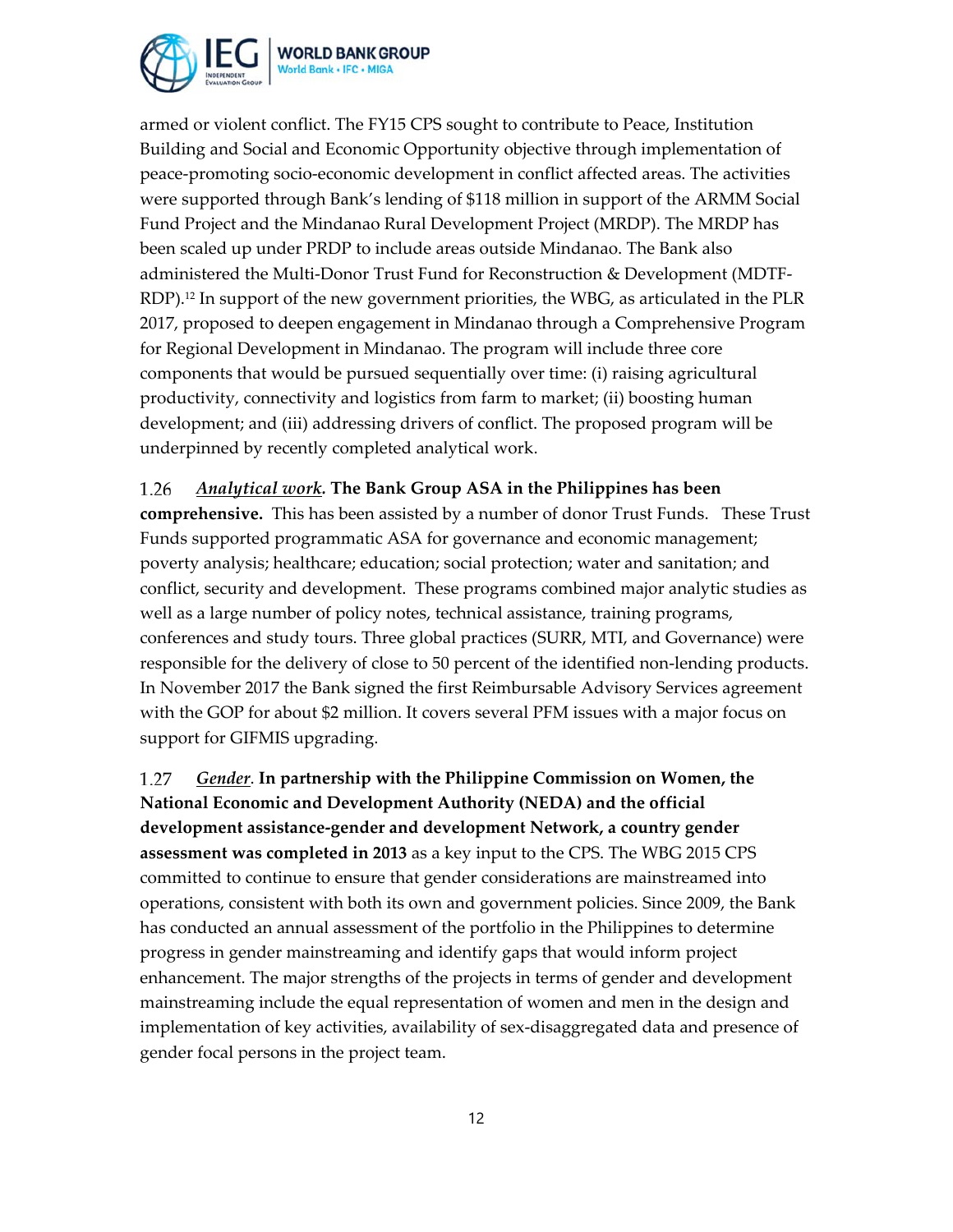armed or violent conflict. The FY15 CPS sought to contribute to Peace, Institution Building and Social and Economic Opportunity objective through implementation of peace-promoting socio-economic development in conflict affected areas. The activities were supported through Bank's lending of $118 million in support of the ARMM Social Fund Project and the Mindanao Rural Development Project (MRDP). The MRDP has been scaled up under PRDP to include areas outside Mindanao. The Bank also administered the Multi-Donor Trust Fund for Reconstruction & Development (MDTF-RDP).[12] In support of the new government priorities, the WBG, as articulated in the PLR 2017, proposed to deepen engagement in Mindanao through a Comprehensive Program for Regional Development in Mindanao. The program will include three core components that would be pursued sequentially over time: (i) raising agricultural productivity, connectivity and logistics from farm to market; (ii) boosting human development; and (iii) addressing drivers of conflict. The proposed program will be underpinned by recently completed analytical work.

1.26 ***Analytical work*. The Bank Group ASA in the Philippines has been comprehensive.** This has been assisted by a number of donor Trust Funds. These Trust Funds supported programmatic ASA for governance and economic management; poverty analysis; healthcare; education; social protection; water and sanitation; and conflict, security and development. These programs combined major analytic studies as well as a large number of policy notes, technical assistance, training programs, conferences and study tours. Three global practices (SURR, MTI, and Governance) were responsible for the delivery of close to 50 percent of the identified non-lending products. In November 2017 the Bank signed the first Reimbursable Advisory Services agreement with the GOP for about $2 million. It covers several PFM issues with a major focus on support for GIFMIS upgrading.

1.27 *Gender*. **In partnership with the Philippine Commission on Women, the National Economic and Development Authority (NEDA) and the official development assistance-gender and development Network, a country gender assessment was completed in 2013** as a key input to the CPS. The WBG 2015 CPS committed to continue to ensure that gender considerations are mainstreamed into operations, consistent with both its own and government policies. Since 2009, the Bank has conducted an annual assessment of the portfolio in the Philippines to determine progress in gender mainstreaming and identify gaps that would inform project enhancement. The major strengths of the projects in terms of gender and development mainstreaming include the equal representation of women and men in the design and implementation of key activities, availability of sex-disaggregated data and presence of gender focal persons in the project team.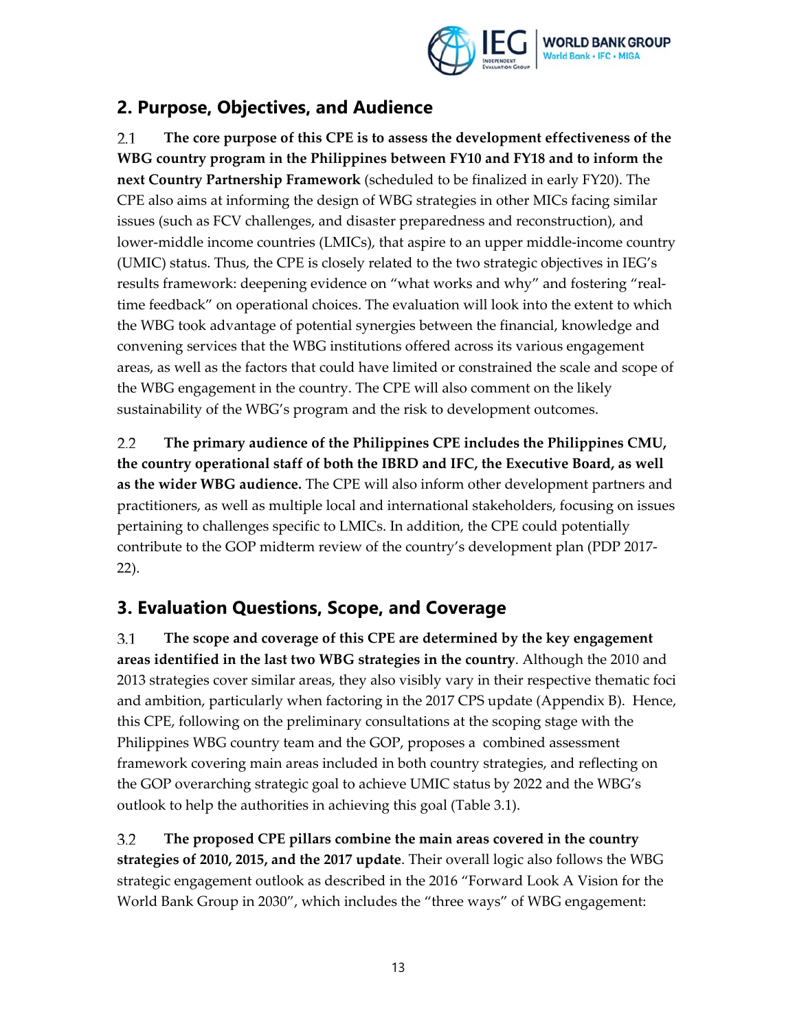## 2. Purpose, Objectives, and Audience

2.1 **The core purpose of this CPE is to assess the development effectiveness of the WBG country program in the Philippines between FY10 and FY18 and to inform the next Country Partnership Framework** (scheduled to be finalized in early FY20). The CPE also aims at informing the design of WBG strategies in other MICs facing similar issues (such as FCV challenges, and disaster preparedness and reconstruction), and lower-middle income countries (LMICs), that aspire to an upper middle-income country (UMIC) status. Thus, the CPE is closely related to the two strategic objectives in IEG's results framework: deepening evidence on "what works and why" and fostering "real-time feedback" on operational choices. The evaluation will look into the extent to which the WBG took advantage of potential synergies between the financial, knowledge and convening services that the WBG institutions offered across its various engagement areas, as well as the factors that could have limited or constrained the scale and scope of the WBG engagement in the country. The CPE will also comment on the likely sustainability of the WBG's program and the risk to development outcomes.

2.2 **The primary audience of the Philippines CPE includes the Philippines CMU, the country operational staff of both the IBRD and IFC, the Executive Board, as well as the wider WBG audience.** The CPE will also inform other development partners and practitioners, as well as multiple local and international stakeholders, focusing on issues pertaining to challenges specific to LMICs. In addition, the CPE could potentially contribute to the GOP midterm review of the country's development plan (PDP 2017-22).

## 3. Evaluation Questions, Scope, and Coverage

3.1 **The scope and coverage of this CPE are determined by the key engagement areas identified in the last two WBG strategies in the country**. Although the 2010 and 2013 strategies cover similar areas, they also visibly vary in their respective thematic foci and ambition, particularly when factoring in the 2017 CPS update (Appendix B). Hence, this CPE, following on the preliminary consultations at the scoping stage with the Philippines WBG country team and the GOP, proposes a combined assessment framework covering main areas included in both country strategies, and reflecting on the GOP overarching strategic goal to achieve UMIC status by 2022 and the WBG's outlook to help the authorities in achieving this goal (Table 3.1).

3.2 **The proposed CPE pillars combine the main areas covered in the country strategies of 2010, 2015, and the 2017 update**. Their overall logic also follows the WBG strategic engagement outlook as described in the 2016 "Forward Look A Vision for the World Bank Group in 2030", which includes the "three ways" of WBG engagement: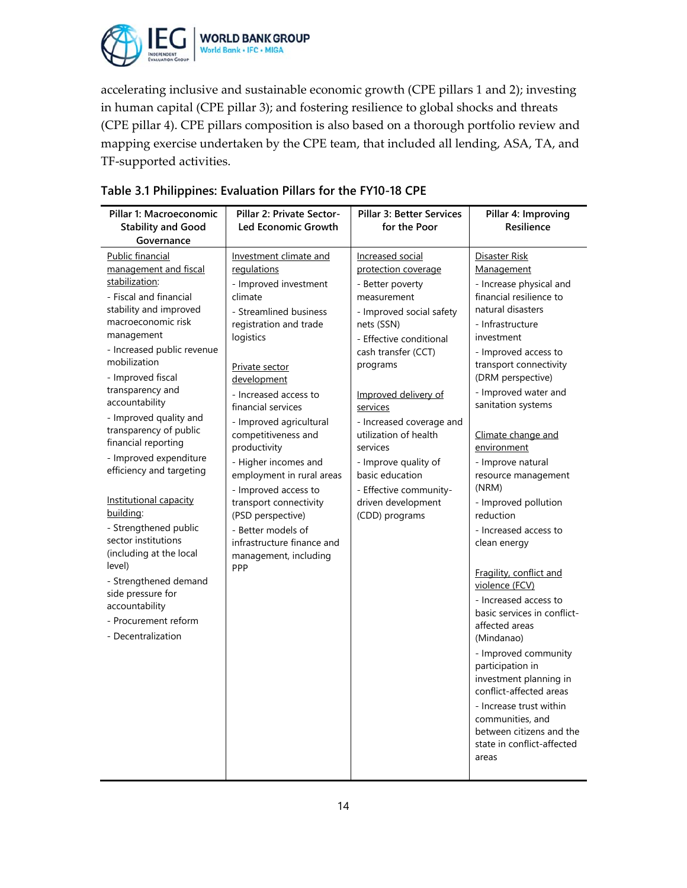accelerating inclusive and sustainable economic growth (CPE pillars 1 and 2); investing in human capital (CPE pillar 3); and fostering resilience to global shocks and threats (CPE pillar 4). CPE pillars composition is also based on a thorough portfolio review and mapping exercise undertaken by the CPE team, that included all lending, ASA, TA, and TF-supported activities.

### Table 3.1 Philippines: Evaluation Pillars for the FY10-18 CPE

| Pillar 1: Macroeconomic Stability and Good Governance | Pillar 2: Private Sector-Led Economic Growth | Pillar 3: Better Services for the Poor | Pillar 4: Improving Resilience |
|---|---|---|---|
| Public financial management and fiscal stabilization:<br>- Fiscal and financial stability and improved macroeconomic risk management<br>- Increased public revenue mobilization<br>- Improved fiscal transparency and accountability<br>- Improved quality and transparency of public financial reporting<br>- Improved expenditure efficiency and targeting<br><br>Institutional capacity building:<br>- Strengthened public sector institutions (including at the local level)<br>- Strengthened demand side pressure for accountability<br>- Procurement reform<br>- Decentralization | Investment climate and regulations<br>- Improved investment climate<br>- Streamlined business registration and trade logistics<br><br>Private sector development<br>- Increased access to financial services<br>- Improved agricultural competitiveness and productivity<br>- Higher incomes and employment in rural areas<br>- Improved access to transport connectivity (PSD perspective)<br>- Better models of infrastructure finance and management, including PPP | Increased social protection coverage<br>- Better poverty measurement<br>- Improved social safety nets (SSN)<br>- Effective conditional cash transfer (CCT) programs<br><br>Improved delivery of services<br>- Increased coverage and utilization of health services<br>- Improve quality of basic education<br>- Effective community-driven development (CDD) programs | Disaster Risk Management<br>- Increase physical and financial resilience to natural disasters<br>- Infrastructure investment<br>- Improved access to transport connectivity (DRM perspective)<br>- Improved water and sanitation systems<br><br>Climate change and environment<br>- Improve natural resource management (NRM)<br>- Improved pollution reduction<br>- Increased access to clean energy<br><br>Fragility, conflict and violence (FCV)<br>- Increased access to basic services in conflict-affected areas (Mindanao)<br>- Improved community participation in investment planning in conflict-affected areas<br>- Increase trust within communities, and between citizens and the state in conflict-affected areas |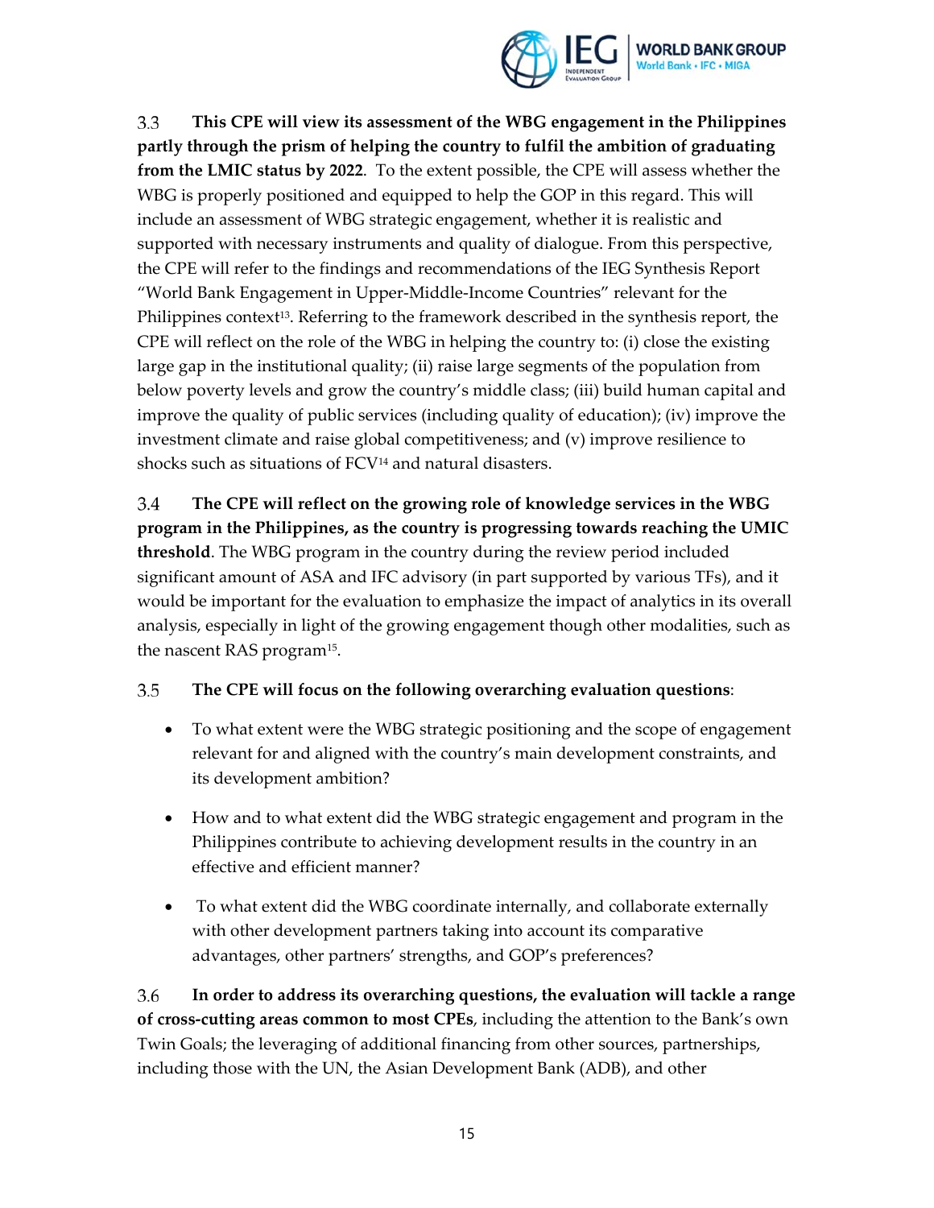3.3 **This CPE will view its assessment of the WBG engagement in the Philippines partly through the prism of helping the country to fulfil the ambition of graduating from the LMIC status by 2022**. To the extent possible, the CPE will assess whether the WBG is properly positioned and equipped to help the GOP in this regard. This will include an assessment of WBG strategic engagement, whether it is realistic and supported with necessary instruments and quality of dialogue. From this perspective, the CPE will refer to the findings and recommendations of the IEG Synthesis Report "World Bank Engagement in Upper-Middle-Income Countries" relevant for the Philippines context[13]. Referring to the framework described in the synthesis report, the CPE will reflect on the role of the WBG in helping the country to: (i) close the existing large gap in the institutional quality; (ii) raise large segments of the population from below poverty levels and grow the country's middle class; (iii) build human capital and improve the quality of public services (including quality of education); (iv) improve the investment climate and raise global competitiveness; and (v) improve resilience to shocks such as situations of FCV[14] and natural disasters.

3.4 **The CPE will reflect on the growing role of knowledge services in the WBG program in the Philippines, as the country is progressing towards reaching the UMIC threshold**. The WBG program in the country during the review period included significant amount of ASA and IFC advisory (in part supported by various TFs), and it would be important for the evaluation to emphasize the impact of analytics in its overall analysis, especially in light of the growing engagement though other modalities, such as the nascent RAS program[15].

3.5 **The CPE will focus on the following overarching evaluation questions**:

- To what extent were the WBG strategic positioning and the scope of engagement relevant for and aligned with the country's main development constraints, and its development ambition?
- How and to what extent did the WBG strategic engagement and program in the Philippines contribute to achieving development results in the country in an effective and efficient manner?
- To what extent did the WBG coordinate internally, and collaborate externally with other development partners taking into account its comparative advantages, other partners' strengths, and GOP's preferences?

3.6 **In order to address its overarching questions, the evaluation will tackle a range of cross-cutting areas common to most CPEs**, including the attention to the Bank's own Twin Goals; the leveraging of additional financing from other sources, partnerships, including those with the UN, the Asian Development Bank (ADB), and other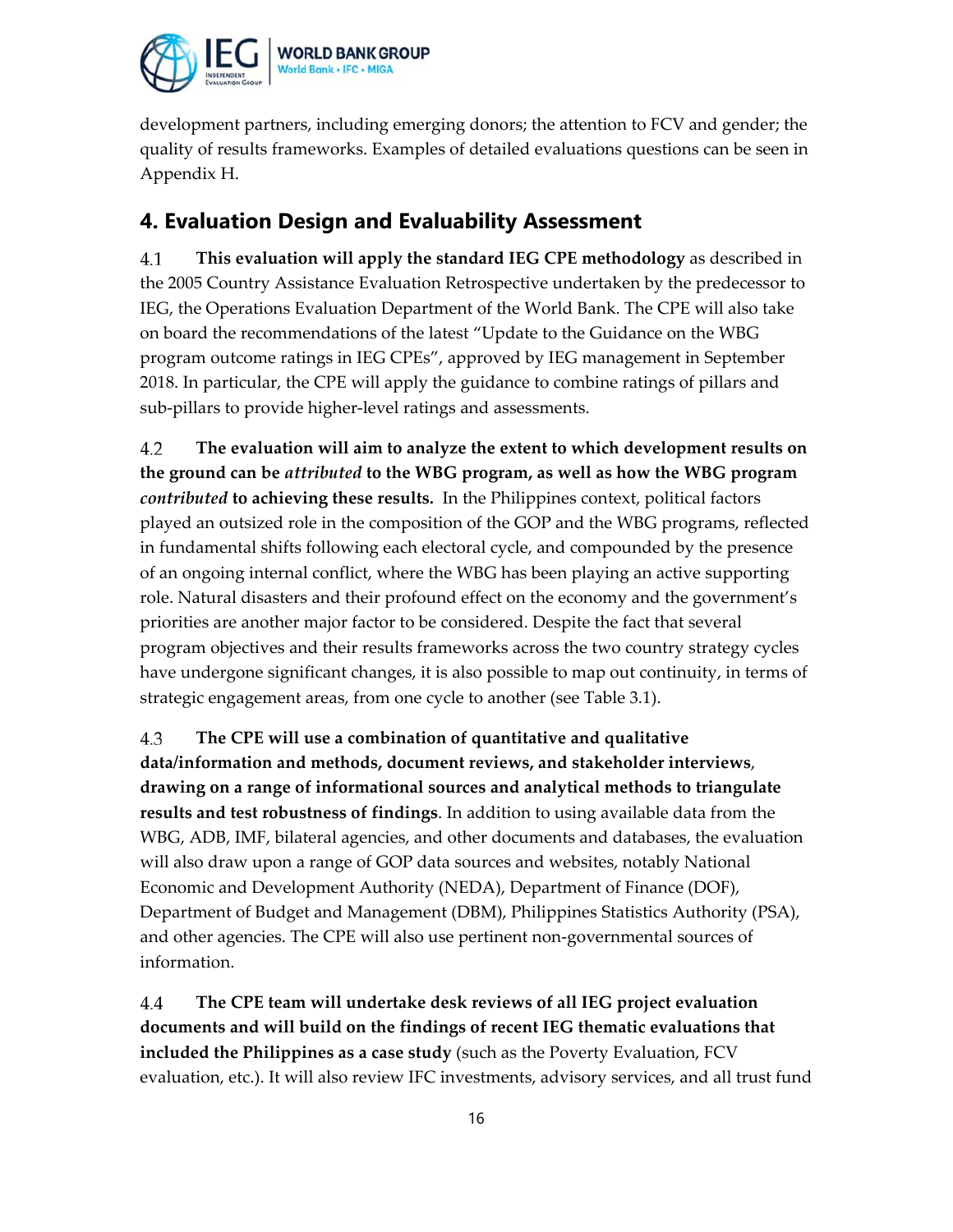development partners, including emerging donors; the attention to FCV and gender; the quality of results frameworks. Examples of detailed evaluations questions can be seen in Appendix H.

## 4. Evaluation Design and Evaluability Assessment

4.1 **This evaluation will apply the standard IEG CPE methodology** as described in the 2005 Country Assistance Evaluation Retrospective undertaken by the predecessor to IEG, the Operations Evaluation Department of the World Bank. The CPE will also take on board the recommendations of the latest "Update to the Guidance on the WBG program outcome ratings in IEG CPEs", approved by IEG management in September 2018. In particular, the CPE will apply the guidance to combine ratings of pillars and sub-pillars to provide higher-level ratings and assessments.

4.2 **The evaluation will aim to analyze the extent to which development results on the ground can be *attributed* to the WBG program, as well as how the WBG program *contributed* to achieving these results.** In the Philippines context, political factors played an outsized role in the composition of the GOP and the WBG programs, reflected in fundamental shifts following each electoral cycle, and compounded by the presence of an ongoing internal conflict, where the WBG has been playing an active supporting role. Natural disasters and their profound effect on the economy and the government's priorities are another major factor to be considered. Despite the fact that several program objectives and their results frameworks across the two country strategy cycles have undergone significant changes, it is also possible to map out continuity, in terms of strategic engagement areas, from one cycle to another (see Table 3.1).

4.3 **The CPE will use a combination of quantitative and qualitative data/information and methods, document reviews, and stakeholder interviews, drawing on a range of informational sources and analytical methods to triangulate results and test robustness of findings**. In addition to using available data from the WBG, ADB, IMF, bilateral agencies, and other documents and databases, the evaluation will also draw upon a range of GOP data sources and websites, notably National Economic and Development Authority (NEDA), Department of Finance (DOF), Department of Budget and Management (DBM), Philippines Statistics Authority (PSA), and other agencies. The CPE will also use pertinent non-governmental sources of information.

4.4 **The CPE team will undertake desk reviews of all IEG project evaluation documents and will build on the findings of recent IEG thematic evaluations that included the Philippines as a case study** (such as the Poverty Evaluation, FCV evaluation, etc.). It will also review IFC investments, advisory services, and all trust fund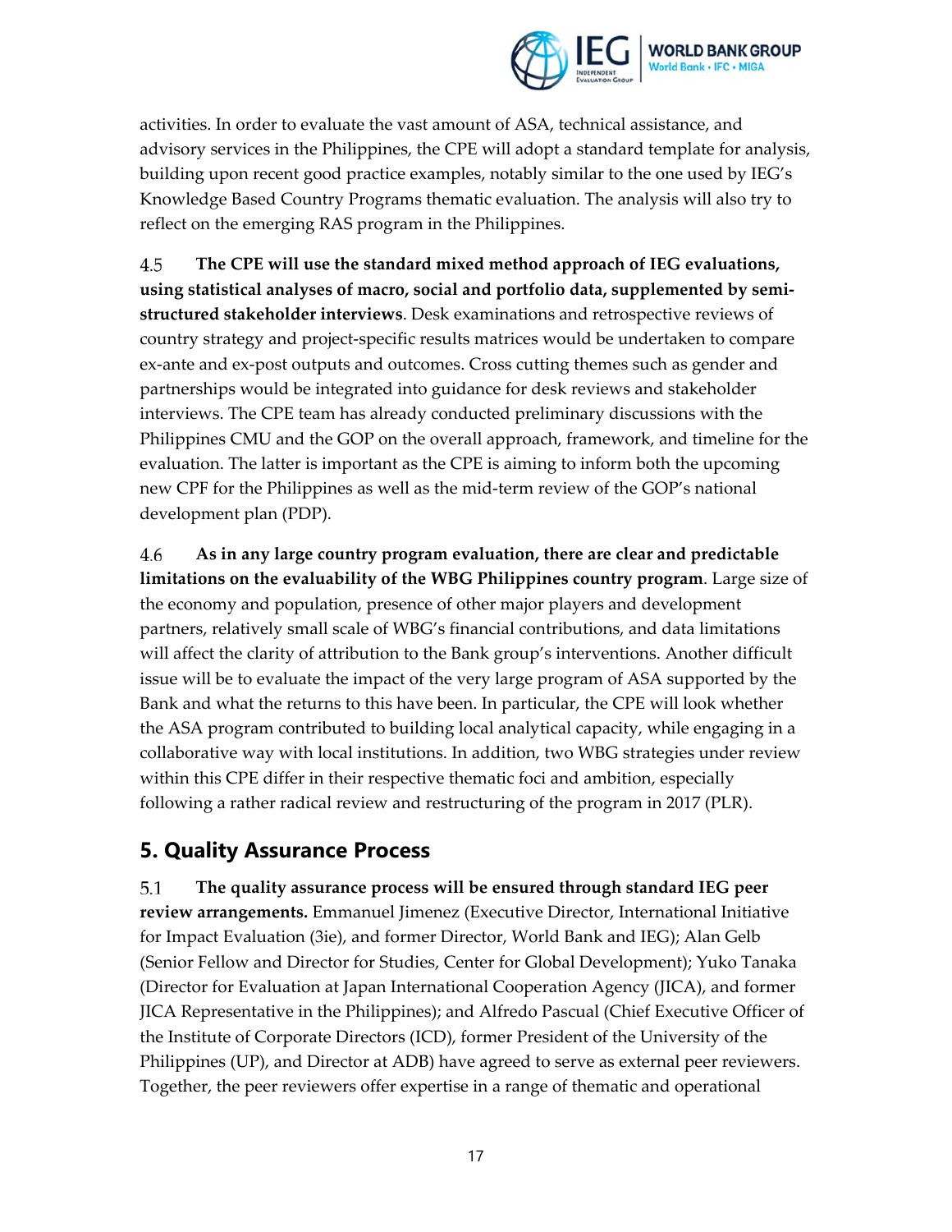activities. In order to evaluate the vast amount of ASA, technical assistance, and advisory services in the Philippines, the CPE will adopt a standard template for analysis, building upon recent good practice examples, notably similar to the one used by IEG's Knowledge Based Country Programs thematic evaluation. The analysis will also try to reflect on the emerging RAS program in the Philippines.

4.5 **The CPE will use the standard mixed method approach of IEG evaluations, using statistical analyses of macro, social and portfolio data, supplemented by semi-structured stakeholder interviews**. Desk examinations and retrospective reviews of country strategy and project-specific results matrices would be undertaken to compare ex-ante and ex-post outputs and outcomes. Cross cutting themes such as gender and partnerships would be integrated into guidance for desk reviews and stakeholder interviews. The CPE team has already conducted preliminary discussions with the Philippines CMU and the GOP on the overall approach, framework, and timeline for the evaluation. The latter is important as the CPE is aiming to inform both the upcoming new CPF for the Philippines as well as the mid-term review of the GOP's national development plan (PDP).

4.6 **As in any large country program evaluation, there are clear and predictable limitations on the evaluability of the WBG Philippines country program**. Large size of the economy and population, presence of other major players and development partners, relatively small scale of WBG's financial contributions, and data limitations will affect the clarity of attribution to the Bank group's interventions. Another difficult issue will be to evaluate the impact of the very large program of ASA supported by the Bank and what the returns to this have been. In particular, the CPE will look whether the ASA program contributed to building local analytical capacity, while engaging in a collaborative way with local institutions. In addition, two WBG strategies under review within this CPE differ in their respective thematic foci and ambition, especially following a rather radical review and restructuring of the program in 2017 (PLR).

## 5. Quality Assurance Process

5.1 **The quality assurance process will be ensured through standard IEG peer review arrangements.** Emmanuel Jimenez (Executive Director, International Initiative for Impact Evaluation (3ie), and former Director, World Bank and IEG); Alan Gelb (Senior Fellow and Director for Studies, Center for Global Development); Yuko Tanaka (Director for Evaluation at Japan International Cooperation Agency (JICA), and former JICA Representative in the Philippines); and Alfredo Pascual (Chief Executive Officer of the Institute of Corporate Directors (ICD), former President of the University of the Philippines (UP), and Director at ADB) have agreed to serve as external peer reviewers. Together, the peer reviewers offer expertise in a range of thematic and operational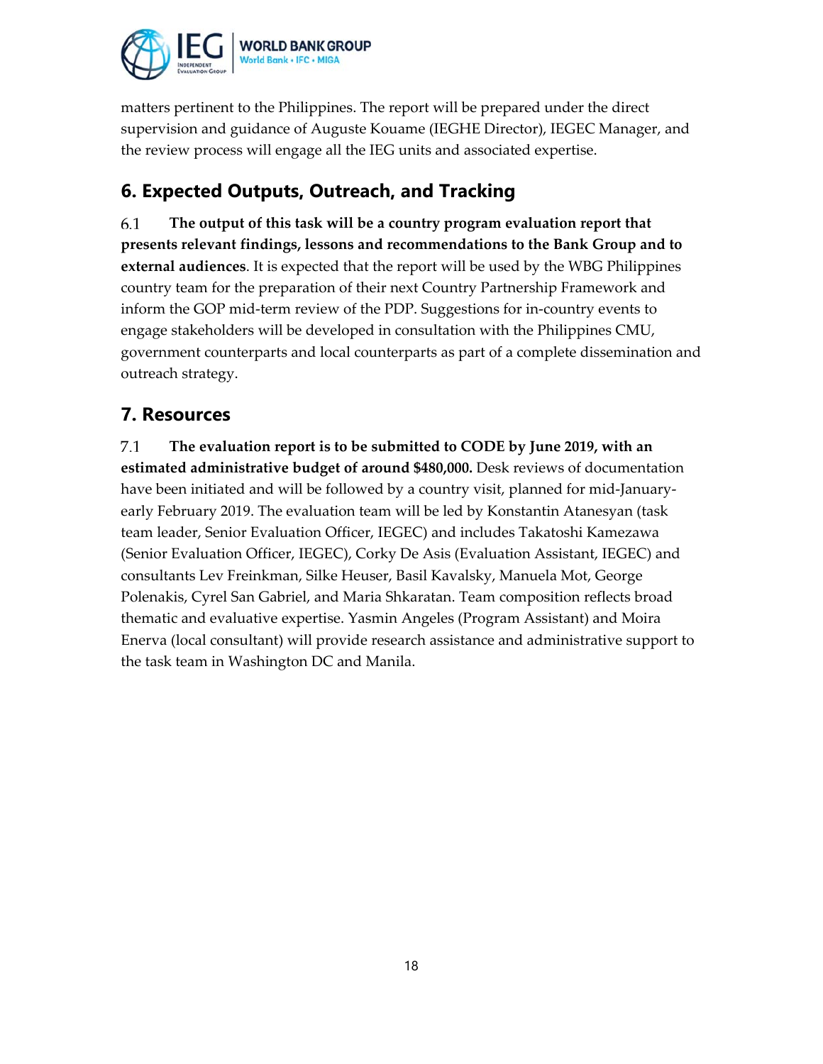matters pertinent to the Philippines. The report will be prepared under the direct supervision and guidance of Auguste Kouame (IEGHE Director), IEGEC Manager, and the review process will engage all the IEG units and associated expertise.

## 6. Expected Outputs, Outreach, and Tracking

6.1 **The output of this task will be a country program evaluation report that presents relevant findings, lessons and recommendations to the Bank Group and to external audiences**. It is expected that the report will be used by the WBG Philippines country team for the preparation of their next Country Partnership Framework and inform the GOP mid-term review of the PDP. Suggestions for in-country events to engage stakeholders will be developed in consultation with the Philippines CMU, government counterparts and local counterparts as part of a complete dissemination and outreach strategy.

## 7. Resources

7.1 **The evaluation report is to be submitted to CODE by June 2019, with an estimated administrative budget of around $480,000.** Desk reviews of documentation have been initiated and will be followed by a country visit, planned for mid-January-early February 2019. The evaluation team will be led by Konstantin Atanesyan (task team leader, Senior Evaluation Officer, IEGEC) and includes Takatoshi Kamezawa (Senior Evaluation Officer, IEGEC), Corky De Asis (Evaluation Assistant, IEGEC) and consultants Lev Freinkman, Silke Heuser, Basil Kavalsky, Manuela Mot, George Polenakis, Cyrel San Gabriel, and Maria Shkaratan. Team composition reflects broad thematic and evaluative expertise. Yasmin Angeles (Program Assistant) and Moira Enerva (local consultant) will provide research assistance and administrative support to the task team in Washington DC and Manila.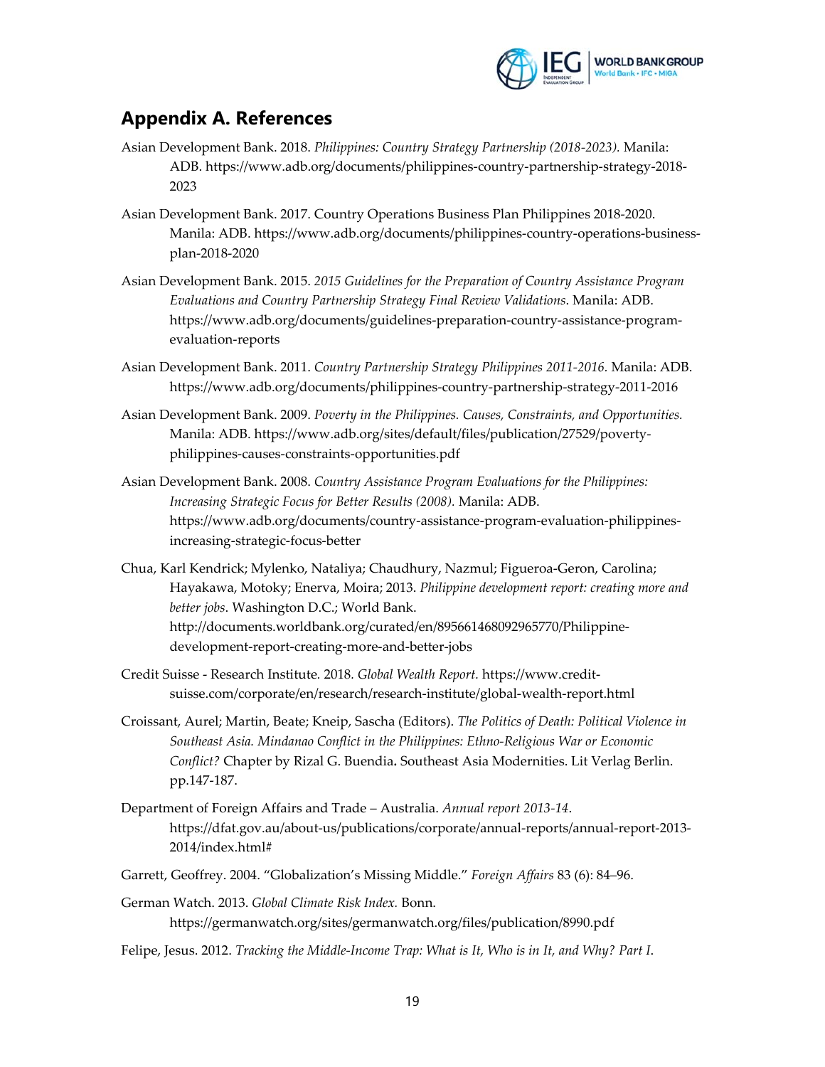## Appendix A. References

Asian Development Bank. 2018. *Philippines: Country Strategy Partnership (2018-2023).* Manila: ADB. https://www.adb.org/documents/philippines-country-partnership-strategy-2018-2023

Asian Development Bank. 2017. Country Operations Business Plan Philippines 2018-2020. Manila: ADB. https://www.adb.org/documents/philippines-country-operations-business-plan-2018-2020

Asian Development Bank. 2015. *2015 Guidelines for the Preparation of Country Assistance Program Evaluations and Country Partnership Strategy Final Review Validations*. Manila: ADB. https://www.adb.org/documents/guidelines-preparation-country-assistance-program-evaluation-reports

Asian Development Bank. 2011. *Country Partnership Strategy Philippines 2011-2016.* Manila: ADB. https://www.adb.org/documents/philippines-country-partnership-strategy-2011-2016

Asian Development Bank. 2009. *Poverty in the Philippines. Causes, Constraints, and Opportunities.* Manila: ADB. https://www.adb.org/sites/default/files/publication/27529/poverty-philippines-causes-constraints-opportunities.pdf

Asian Development Bank. 2008. *Country Assistance Program Evaluations for the Philippines: Increasing Strategic Focus for Better Results (2008).* Manila: ADB. https://www.adb.org/documents/country-assistance-program-evaluation-philippines-increasing-strategic-focus-better

Chua, Karl Kendrick; Mylenko, Nataliya; Chaudhury, Nazmul; Figueroa-Geron, Carolina; Hayakawa, Motoky; Enerva, Moira; 2013. *Philippine development report: creating more and better jobs*. Washington D.C.; World Bank. http://documents.worldbank.org/curated/en/895661468092965770/Philippine-development-report-creating-more-and-better-jobs

Credit Suisse - Research Institute. 2018. *Global Wealth Report.* https://www.credit-suisse.com/corporate/en/research/research-institute/global-wealth-report.html

Croissant, Aurel; Martin, Beate; Kneip, Sascha (Editors). *The Politics of Death: Political Violence in Southeast Asia. Mindanao Conflict in the Philippines: Ethno-Religious War or Economic Conflict?* Chapter by Rizal G. Buendia**.** Southeast Asia Modernities. Lit Verlag Berlin. pp.147-187.

Department of Foreign Affairs and Trade – Australia. *Annual report 2013-14*. https://dfat.gov.au/about-us/publications/corporate/annual-reports/annual-report-2013-2014/index.html#

Garrett, Geoffrey. 2004. "Globalization's Missing Middle." *Foreign Affairs* 83 (6): 84–96.

German Watch. 2013. *Global Climate Risk Index.* Bonn. https://germanwatch.org/sites/germanwatch.org/files/publication/8990.pdf

Felipe, Jesus. 2012. *Tracking the Middle-Income Trap: What is It, Who is in It, and Why? Part I*.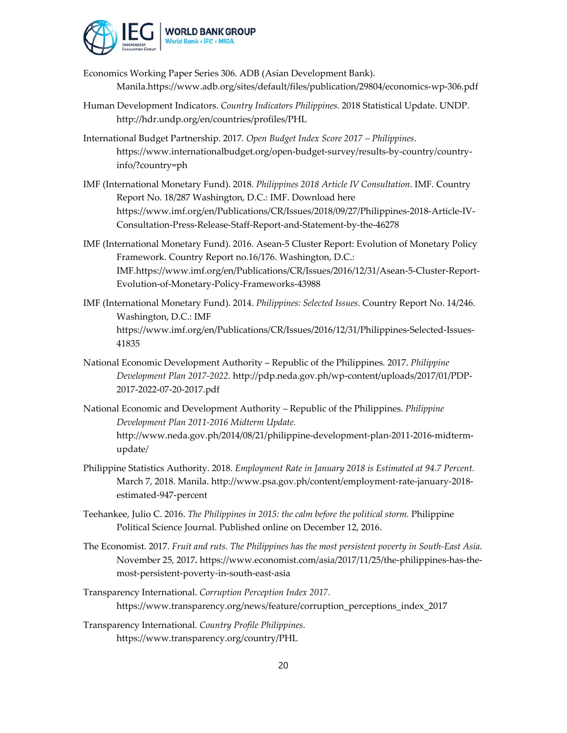Economics Working Paper Series 306. ADB (Asian Development Bank). Manila.https://www.adb.org/sites/default/files/publication/29804/economics-wp-306.pdf

Human Development Indicators. *Country Indicators Philippines.* 2018 Statistical Update. UNDP. http://hdr.undp.org/en/countries/profiles/PHL

International Budget Partnership. 2017*. Open Budget Index Score 2017 – Philippines*. https://www.internationalbudget.org/open-budget-survey/results-by-country/country-info/?country=ph

IMF (International Monetary Fund). 2018*. Philippines 2018 Article IV Consultation*. IMF. Country Report No. 18/287 Washington, D.C.: IMF. Download here https://www.imf.org/en/Publications/CR/Issues/2018/09/27/Philippines-2018-Article-IV-Consultation-Press-Release-Staff-Report-and-Statement-by-the-46278

IMF (International Monetary Fund). 2016. Asean-5 Cluster Report: Evolution of Monetary Policy Framework. Country Report no.16/176. Washington, D.C.: IMF.https://www.imf.org/en/Publications/CR/Issues/2016/12/31/Asean-5-Cluster-Report-Evolution-of-Monetary-Policy-Frameworks-43988

IMF (International Monetary Fund). 2014. *Philippines: Selected Issues*. Country Report No. 14/246. Washington, D.C.: IMF https://www.imf.org/en/Publications/CR/Issues/2016/12/31/Philippines-Selected-Issues-41835

National Economic Development Authority – Republic of the Philippines. 2017. *Philippine Development Plan 2017-2022.* http://pdp.neda.gov.ph/wp-content/uploads/2017/01/PDP-2017-2022-07-20-2017.pdf

National Economic and Development Authority – Republic of the Philippines. *Philippine Development Plan 2011-2016 Midterm Update.* http://www.neda.gov.ph/2014/08/21/philippine-development-plan-2011-2016-midterm-update/

Philippine Statistics Authority. 2018. *Employment Rate in January 2018 is Estimated at 94.7 Percent.* March 7, 2018. Manila. http://www.psa.gov.ph/content/employment-rate-january-2018-estimated-947-percent

Teehankee, Julio C. 2016. *The Philippines in 2015: the calm before the political storm.* Philippine Political Science Journal. Published online on December 12, 2016.

The Economist. 2017. *Fruit and ruts. The Philippines has the most persistent poverty in South-East Asia*. November 25, 2017**.** https://www.economist.com/asia/2017/11/25/the-philippines-has-the-most-persistent-poverty-in-south-east-asia

Transparency International. *Corruption Perception Index 2017.* https://www.transparency.org/news/feature/corruption_perceptions_index_2017

Transparency International*. Country Profile Philippines.* https://www.transparency.org/country/PHL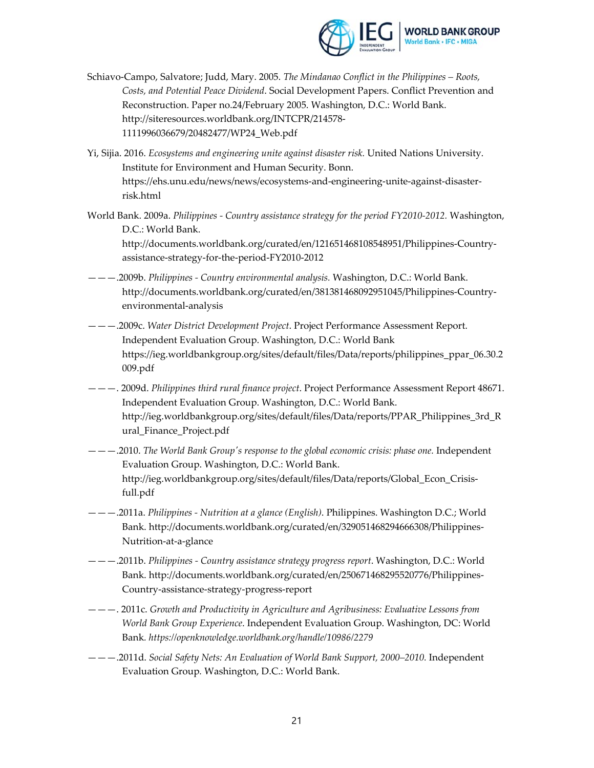Schiavo-Campo, Salvatore; Judd, Mary. 2005. *The Mindanao Conflict in the Philippines – Roots, Costs, and Potential Peace Dividend*. Social Development Papers. Conflict Prevention and Reconstruction. Paper no.24/February 2005. Washington, D.C.: World Bank. http://siteresources.worldbank.org/INTCPR/214578-1111996036679/20482477/WP24_Web.pdf

Yi, Sijia. 2016. *Ecosystems and engineering unite against disaster risk.* United Nations University. Institute for Environment and Human Security. Bonn. https://ehs.unu.edu/news/news/ecosystems-and-engineering-unite-against-disaster-risk.html

World Bank. 2009a. *Philippines - Country assistance strategy for the period FY2010-2012.* Washington, D.C.: World Bank. http://documents.worldbank.org/curated/en/121651468108548951/Philippines-Country-assistance-strategy-for-the-period-FY2010-2012

———.2009b. *Philippines - Country environmental analysis.* Washington, D.C.: World Bank. http://documents.worldbank.org/curated/en/381381468092951045/Philippines-Country-environmental-analysis

———.2009c. *Water District Development Project*. Project Performance Assessment Report. Independent Evaluation Group. Washington, D.C.: World Bank https://ieg.worldbankgroup.org/sites/default/files/Data/reports/philippines_ppar_06.30.2009.pdf

———. 2009d. *Philippines third rural finance project*. Project Performance Assessment Report 48671. Independent Evaluation Group. Washington, D.C.: World Bank. http://ieg.worldbankgroup.org/sites/default/files/Data/reports/PPAR_Philippines_3rd_Rural_Finance_Project.pdf

———.2010. *The World Bank Group's response to the global economic crisis: phase one.* Independent Evaluation Group. Washington, D.C.: World Bank. http://ieg.worldbankgroup.org/sites/default/files/Data/reports/Global_Econ_Crisis-full.pdf

———.2011a. *Philippines - Nutrition at a glance (English).* Philippines. Washington D.C.; World Bank. http://documents.worldbank.org/curated/en/329051468294666308/Philippines-Nutrition-at-a-glance

———.2011b. *Philippines - Country assistance strategy progress report*. Washington, D.C.: World Bank. http://documents.worldbank.org/curated/en/250671468295520776/Philippines-Country-assistance-strategy-progress-report

———. 2011c. *Growth and Productivity in Agriculture and Agribusiness: Evaluative Lessons from World Bank Group Experience*. Independent Evaluation Group. Washington, DC: World Bank. *https://openknowledge.worldbank.org/handle/10986/2279*

———.2011d. *Social Safety Nets: An Evaluation of World Bank Support, 2000–2010.* Independent Evaluation Group. Washington, D.C.: World Bank.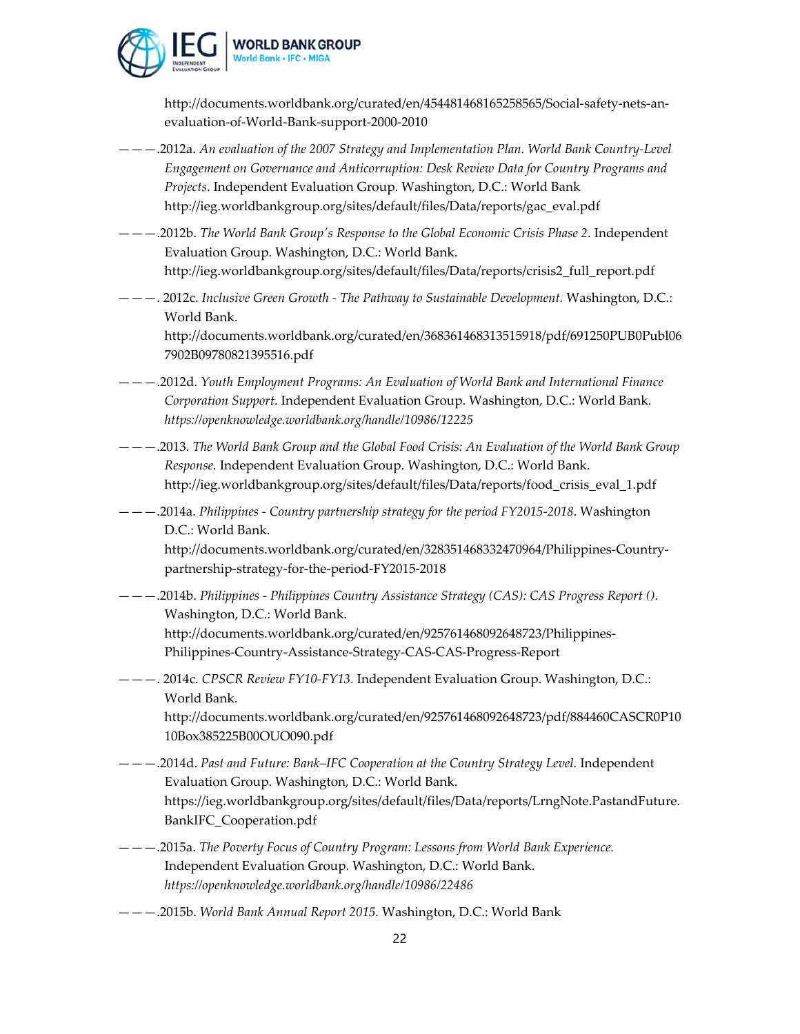http://documents.worldbank.org/curated/en/454481468165258565/Social-safety-nets-an-evaluation-of-World-Bank-support-2000-2010

———.2012a. *An evaluation of the 2007 Strategy and Implementation Plan. World Bank Country-Level Engagement on Governance and Anticorruption: Desk Review Data for Country Programs and Projects*. Independent Evaluation Group. Washington, D.C.: World Bank http://ieg.worldbankgroup.org/sites/default/files/Data/reports/gac_eval.pdf

———.2012b. *The World Bank Group's Response to the Global Economic Crisis Phase 2*. Independent Evaluation Group. Washington, D.C.: World Bank. http://ieg.worldbankgroup.org/sites/default/files/Data/reports/crisis2_full_report.pdf

———. 2012c. *Inclusive Green Growth - The Pathway to Sustainable Development.* Washington, D.C.: World Bank. http://documents.worldbank.org/curated/en/368361468313515918/pdf/691250PUB0Publ067902B09780821395516.pdf

———.2012d. *Youth Employment Programs: An Evaluation of World Bank and International Finance Corporation Support*. Independent Evaluation Group. Washington, D.C.: World Bank. *https://openknowledge.worldbank.org/handle/10986/12225*

———.2013. *The World Bank Group and the Global Food Crisis: An Evaluation of the World Bank Group Response.* Independent Evaluation Group. Washington, D.C.: World Bank. http://ieg.worldbankgroup.org/sites/default/files/Data/reports/food_crisis_eval_1.pdf

———.2014a. *Philippines - Country partnership strategy for the period FY2015-2018*. Washington D.C.: World Bank. http://documents.worldbank.org/curated/en/328351468332470964/Philippines-Country-partnership-strategy-for-the-period-FY2015-2018

———.2014b. *Philippines - Philippines Country Assistance Strategy (CAS): CAS Progress Report ().* Washington, D.C.: World Bank. http://documents.worldbank.org/curated/en/925761468092648723/Philippines-Philippines-Country-Assistance-Strategy-CAS-CAS-Progress-Report

———. 2014c. *CPSCR Review FY10-FY13.* Independent Evaluation Group. Washington, D.C.: World Bank. http://documents.worldbank.org/curated/en/925761468092648723/pdf/884460CASCR0P1010Box385225B00OUO090.pdf

———.2014d. *Past and Future: Bank–IFC Cooperation at the Country Strategy Level.* Independent Evaluation Group. Washington, D.C.: World Bank. https://ieg.worldbankgroup.org/sites/default/files/Data/reports/LrngNote.PastandFuture.BankIFC_Cooperation.pdf

———.2015a. *The Poverty Focus of Country Program: Lessons from World Bank Experience.* Independent Evaluation Group. Washington, D.C.: World Bank. *https://openknowledge.worldbank.org/handle/10986/22486*

———.2015b. *World Bank Annual Report 2015.* Washington, D.C.: World Bank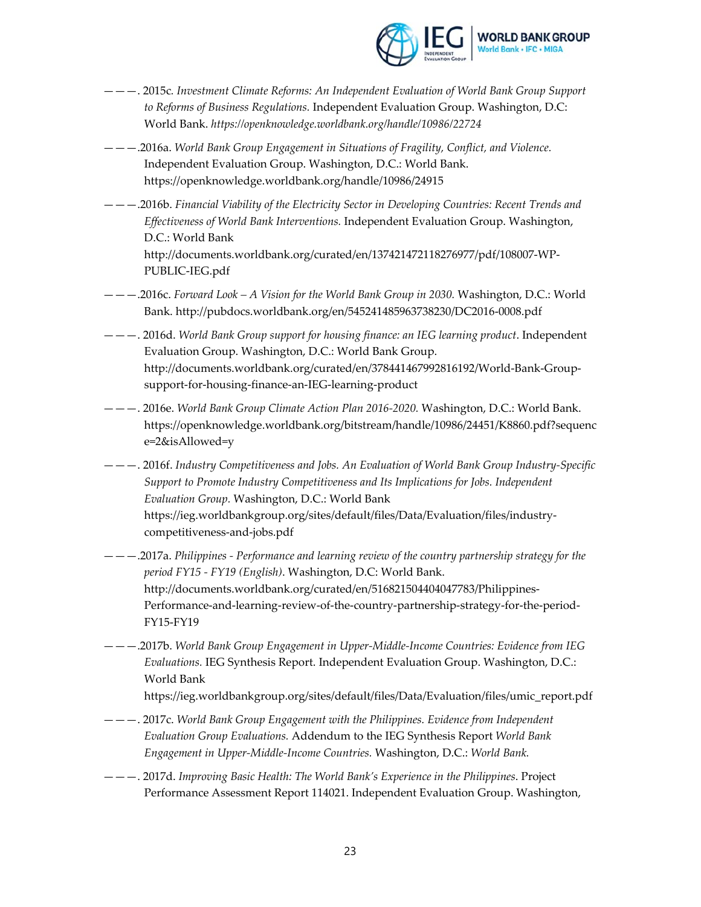———. 2015c. *Investment Climate Reforms: An Independent Evaluation of World Bank Group Support to Reforms of Business Regulations.* Independent Evaluation Group. Washington, D.C: World Bank. *https://openknowledge.worldbank.org/handle/10986/22724*

———.2016a. *World Bank Group Engagement in Situations of Fragility, Conflict, and Violence.* Independent Evaluation Group. Washington, D.C.: World Bank. https://openknowledge.worldbank.org/handle/10986/24915

———.2016b. *Financial Viability of the Electricity Sector in Developing Countries: Recent Trends and Effectiveness of World Bank Interventions.* Independent Evaluation Group. Washington, D.C.: World Bank http://documents.worldbank.org/curated/en/137421472118276977/pdf/108007-WP-PUBLIC-IEG.pdf

———.2016c. *Forward Look – A Vision for the World Bank Group in 2030.* Washington, D.C.: World Bank. http://pubdocs.worldbank.org/en/545241485963738230/DC2016-0008.pdf

———. 2016d. *World Bank Group support for housing finance: an IEG learning product*. Independent Evaluation Group. Washington, D.C.: World Bank Group. http://documents.worldbank.org/curated/en/378441467992816192/World-Bank-Group-support-for-housing-finance-an-IEG-learning-product

———. 2016e. *World Bank Group Climate Action Plan 2016-2020.* Washington, D.C.: World Bank. https://openknowledge.worldbank.org/bitstream/handle/10986/24451/K8860.pdf?sequence=2&isAllowed=y

———. 2016f. *Industry Competitiveness and Jobs. An Evaluation of World Bank Group Industry-Specific Support to Promote Industry Competitiveness and Its Implications for Jobs. Independent Evaluation Group.* Washington, D.C.: World Bank https://ieg.worldbankgroup.org/sites/default/files/Data/Evaluation/files/industry-competitiveness-and-jobs.pdf

———.2017a. *Philippines - Performance and learning review of the country partnership strategy for the period FY15 - FY19 (English)*. Washington, D.C: World Bank. http://documents.worldbank.org/curated/en/516821504404047783/Philippines-Performance-and-learning-review-of-the-country-partnership-strategy-for-the-period-FY15-FY19

———.2017b. *World Bank Group Engagement in Upper-Middle-Income Countries: Evidence from IEG Evaluations.* IEG Synthesis Report. Independent Evaluation Group. Washington, D.C.: World Bank https://ieg.worldbankgroup.org/sites/default/files/Data/Evaluation/files/umic_report.pdf

———. 2017c. *World Bank Group Engagement with the Philippines. Evidence from Independent Evaluation Group Evaluations.* Addendum to the IEG Synthesis Report *World Bank Engagement in Upper-Middle-Income Countries.* Washington, D.C.: *World Bank.*

———. 2017d. *Improving Basic Health: The World Bank's Experience in the Philippines.* Project Performance Assessment Report 114021. Independent Evaluation Group. Washington,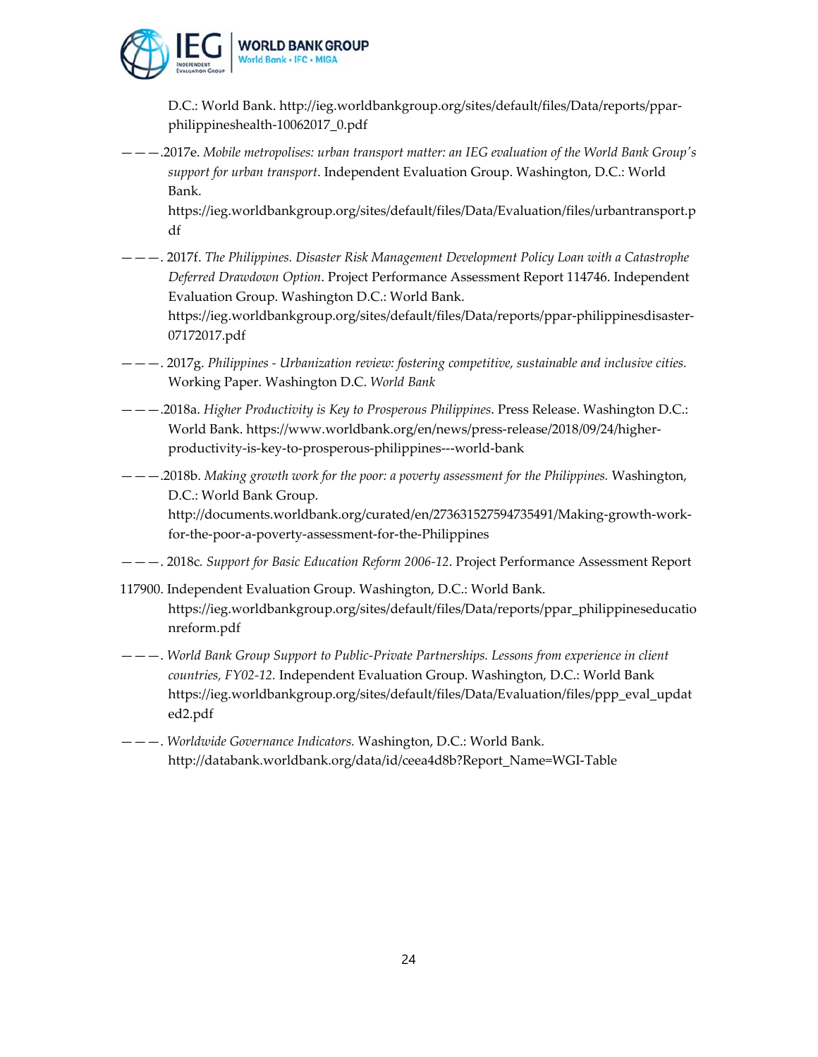D.C.: World Bank. http://ieg.worldbankgroup.org/sites/default/files/Data/reports/ppar-philippineshealth-10062017_0.pdf

———.2017e. *Mobile metropolises: urban transport matter: an IEG evaluation of the World Bank Group's support for urban transport*. Independent Evaluation Group. Washington, D.C.: World Bank. https://ieg.worldbankgroup.org/sites/default/files/Data/Evaluation/files/urbantransport.pdf

———. 2017f. *The Philippines. Disaster Risk Management Development Policy Loan with a Catastrophe Deferred Drawdown Option*. Project Performance Assessment Report 114746. Independent Evaluation Group. Washington D.C.: World Bank. https://ieg.worldbankgroup.org/sites/default/files/Data/reports/ppar-philippinesdisaster-07172017.pdf

———. 2017g. *Philippines - Urbanization review: fostering competitive, sustainable and inclusive cities.* Working Paper. Washington D.C. *World Bank*

———.2018a. *Higher Productivity is Key to Prosperous Philippines*. Press Release. Washington D.C.: World Bank. https://www.worldbank.org/en/news/press-release/2018/09/24/higher-productivity-is-key-to-prosperous-philippines---world-bank

———.2018b. *Making growth work for the poor: a poverty assessment for the Philippines.* Washington, D.C.: World Bank Group. http://documents.worldbank.org/curated/en/273631527594735491/Making-growth-work-for-the-poor-a-poverty-assessment-for-the-Philippines

———. 2018c. *Support for Basic Education Reform 2006-12*. Project Performance Assessment Report 117900. Independent Evaluation Group. Washington, D.C.: World Bank. https://ieg.worldbankgroup.org/sites/default/files/Data/reports/ppar_philippineseducationreform.pdf

———. *World Bank Group Support to Public-Private Partnerships. Lessons from experience in client countries, FY02-12.* Independent Evaluation Group. Washington, D.C.: World Bank https://ieg.worldbankgroup.org/sites/default/files/Data/Evaluation/files/ppp_eval_updated2.pdf

———. *Worldwide Governance Indicators.* Washington, D.C.: World Bank. http://databank.worldbank.org/data/id/ceea4d8b?Report_Name=WGI-Table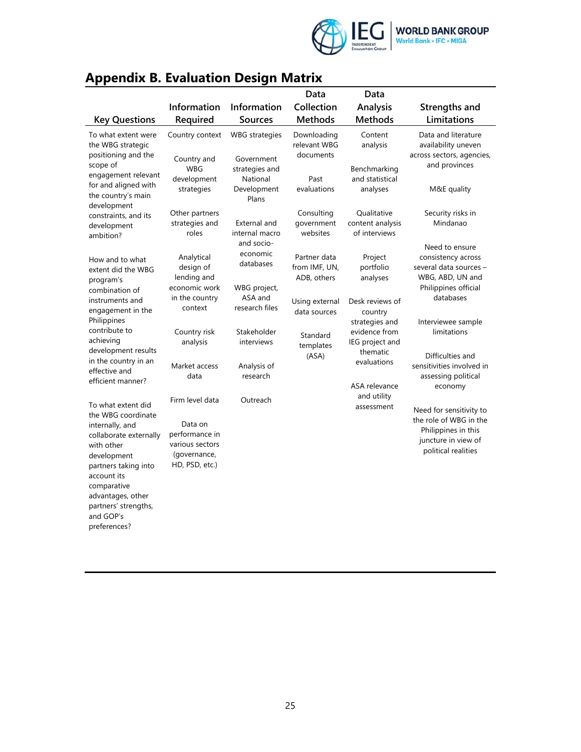## Appendix B. Evaluation Design Matrix

| Key Questions | Information Required | Information Sources | Data Collection Methods | Data Analysis Methods | Strengths and Limitations |
|---|---|---|---|---|---|
| To what extent were the WBG strategic positioning and the scope of engagement relevant for and aligned with the country's main development constraints, and its development ambition?<br><br>How and to what extent did the WBG program's combination of instruments and engagement in the Philippines contribute to achieving development results in the country in an effective and efficient manner?<br><br>To what extent did the WBG coordinate internally, and collaborate externally with other development partners taking into account its comparative advantages, other partners' strengths, and GOP's preferences? | Country context<br><br>Country and WBG development strategies<br><br>Other partners strategies and roles<br><br>Analytical design of lending and economic work in the country context<br><br>Country risk analysis<br><br>Market access data<br><br>Firm level data<br><br>Data on performance in various sectors (governance, HD, PSD, etc.) | WBG strategies<br><br>Government strategies and National Development Plans<br><br>External and internal macro and socio-economic databases<br><br>WBG project, ASA and research files<br><br>Stakeholder interviews<br><br>Analysis of research<br><br>Outreach | Downloading relevant WBG documents<br><br>Past evaluations<br><br>Consulting government websites<br><br>Partner data from IMF, UN, ADB, others<br><br>Using external data sources<br><br>Standard templates (ASA) | Content analysis<br><br>Benchmarking and statistical analyses<br><br>Qualitative content analysis of interviews<br><br>Project portfolio analyses<br><br>Desk reviews of country strategies and evidence from IEG project and thematic evaluations<br><br>ASA relevance and utility assessment | Data and literature availability uneven across sectors, agencies, and provinces<br><br>M&E quality<br><br>Security risks in Mindanao<br><br>Need to ensure consistency across several data sources – WBG, ABD, UN and Philippines official databases<br><br>Interviewee sample limitations<br><br>Difficulties and sensitivities involved in assessing political economy<br><br>Need for sensitivity to the role of WBG in the Philippines in this juncture in view of political realities |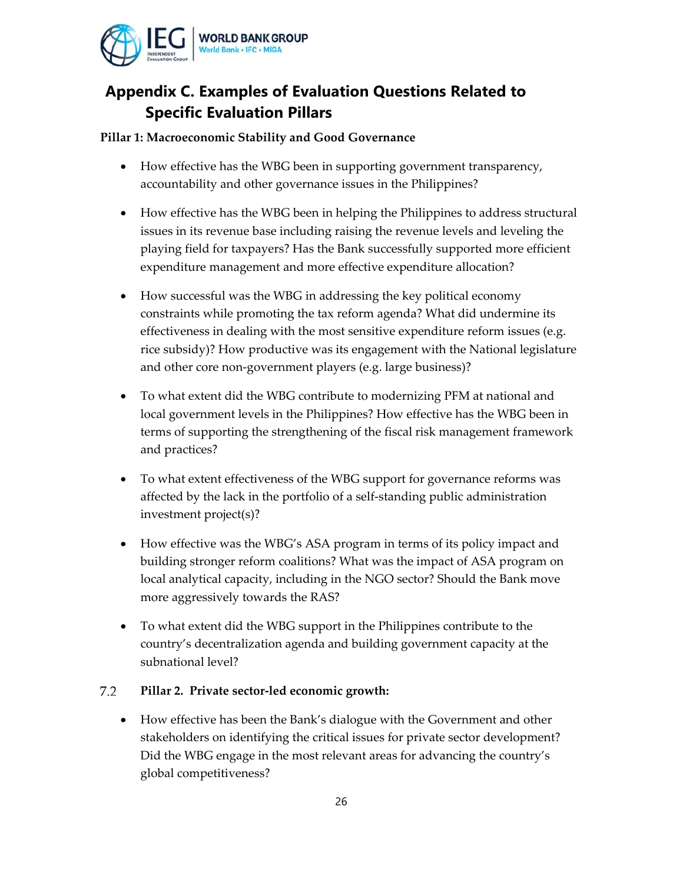# Appendix C. Examples of Evaluation Questions Related to Specific Evaluation Pillars

**Pillar 1: Macroeconomic Stability and Good Governance**

- How effective has the WBG been in supporting government transparency, accountability and other governance issues in the Philippines?

- How effective has the WBG been in helping the Philippines to address structural issues in its revenue base including raising the revenue levels and leveling the playing field for taxpayers? Has the Bank successfully supported more efficient expenditure management and more effective expenditure allocation?

- How successful was the WBG in addressing the key political economy constraints while promoting the tax reform agenda? What did undermine its effectiveness in dealing with the most sensitive expenditure reform issues (e.g. rice subsidy)? How productive was its engagement with the National legislature and other core non-government players (e.g. large business)?

- To what extent did the WBG contribute to modernizing PFM at national and local government levels in the Philippines? How effective has the WBG been in terms of supporting the strengthening of the fiscal risk management framework and practices?

- To what extent effectiveness of the WBG support for governance reforms was affected by the lack in the portfolio of a self-standing public administration investment project(s)?

- How effective was the WBG's ASA program in terms of its policy impact and building stronger reform coalitions? What was the impact of ASA program on local analytical capacity, including in the NGO sector? Should the Bank move more aggressively towards the RAS?

- To what extent did the WBG support in the Philippines contribute to the country's decentralization agenda and building government capacity at the subnational level?

7.2 **Pillar 2. Private sector-led economic growth:**

- How effective has been the Bank's dialogue with the Government and other stakeholders on identifying the critical issues for private sector development? Did the WBG engage in the most relevant areas for advancing the country's global competitiveness?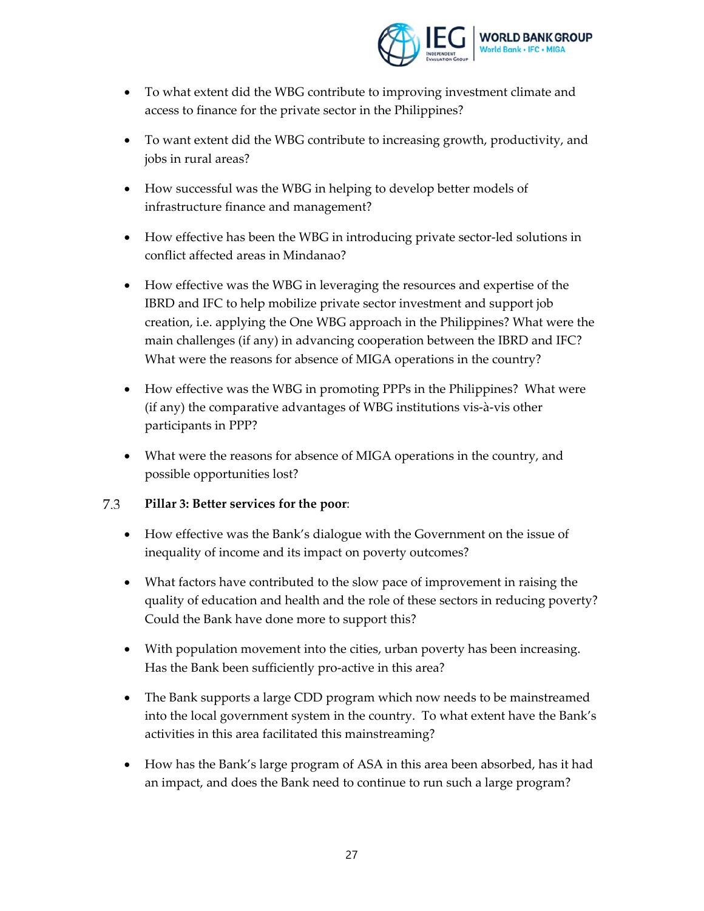- To what extent did the WBG contribute to improving investment climate and access to finance for the private sector in the Philippines?
- To want extent did the WBG contribute to increasing growth, productivity, and jobs in rural areas?
- How successful was the WBG in helping to develop better models of infrastructure finance and management?
- How effective has been the WBG in introducing private sector-led solutions in conflict affected areas in Mindanao?
- How effective was the WBG in leveraging the resources and expertise of the IBRD and IFC to help mobilize private sector investment and support job creation, i.e. applying the One WBG approach in the Philippines? What were the main challenges (if any) in advancing cooperation between the IBRD and IFC? What were the reasons for absence of MIGA operations in the country?
- How effective was the WBG in promoting PPPs in the Philippines? What were (if any) the comparative advantages of WBG institutions vis-à-vis other participants in PPP?
- What were the reasons for absence of MIGA operations in the country, and possible opportunities lost?

7.3 **Pillar 3: Better services for the poor**:

- How effective was the Bank's dialogue with the Government on the issue of inequality of income and its impact on poverty outcomes?
- What factors have contributed to the slow pace of improvement in raising the quality of education and health and the role of these sectors in reducing poverty? Could the Bank have done more to support this?
- With population movement into the cities, urban poverty has been increasing. Has the Bank been sufficiently pro-active in this area?
- The Bank supports a large CDD program which now needs to be mainstreamed into the local government system in the country. To what extent have the Bank's activities in this area facilitated this mainstreaming?
- How has the Bank's large program of ASA in this area been absorbed, has it had an impact, and does the Bank need to continue to run such a large program?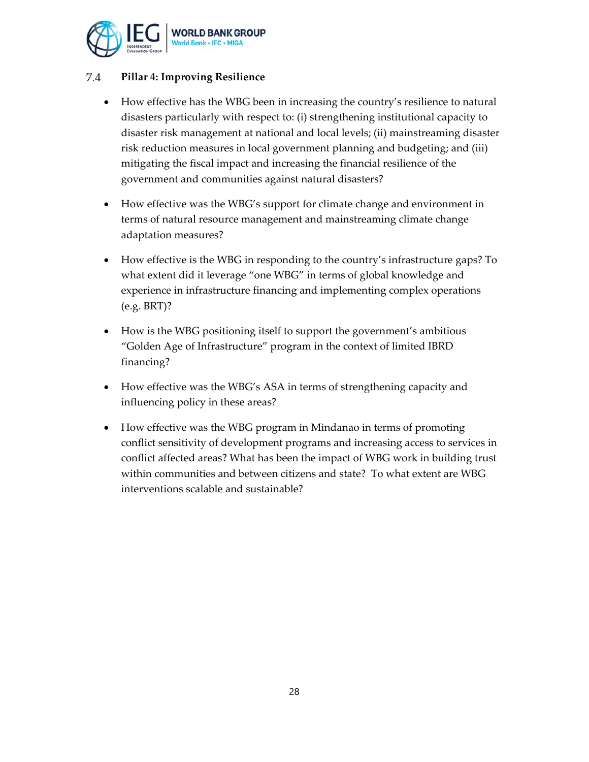### 7.4 Pillar 4: Improving Resilience

- How effective has the WBG been in increasing the country's resilience to natural disasters particularly with respect to: (i) strengthening institutional capacity to disaster risk management at national and local levels; (ii) mainstreaming disaster risk reduction measures in local government planning and budgeting; and (iii) mitigating the fiscal impact and increasing the financial resilience of the government and communities against natural disasters?

- How effective was the WBG's support for climate change and environment in terms of natural resource management and mainstreaming climate change adaptation measures?

- How effective is the WBG in responding to the country's infrastructure gaps? To what extent did it leverage "one WBG" in terms of global knowledge and experience in infrastructure financing and implementing complex operations (e.g. BRT)?

- How is the WBG positioning itself to support the government's ambitious "Golden Age of Infrastructure" program in the context of limited IBRD financing?

- How effective was the WBG's ASA in terms of strengthening capacity and influencing policy in these areas?

- How effective was the WBG program in Mindanao in terms of promoting conflict sensitivity of development programs and increasing access to services in conflict affected areas? What has been the impact of WBG work in building trust within communities and between citizens and state? To what extent are WBG interventions scalable and sustainable?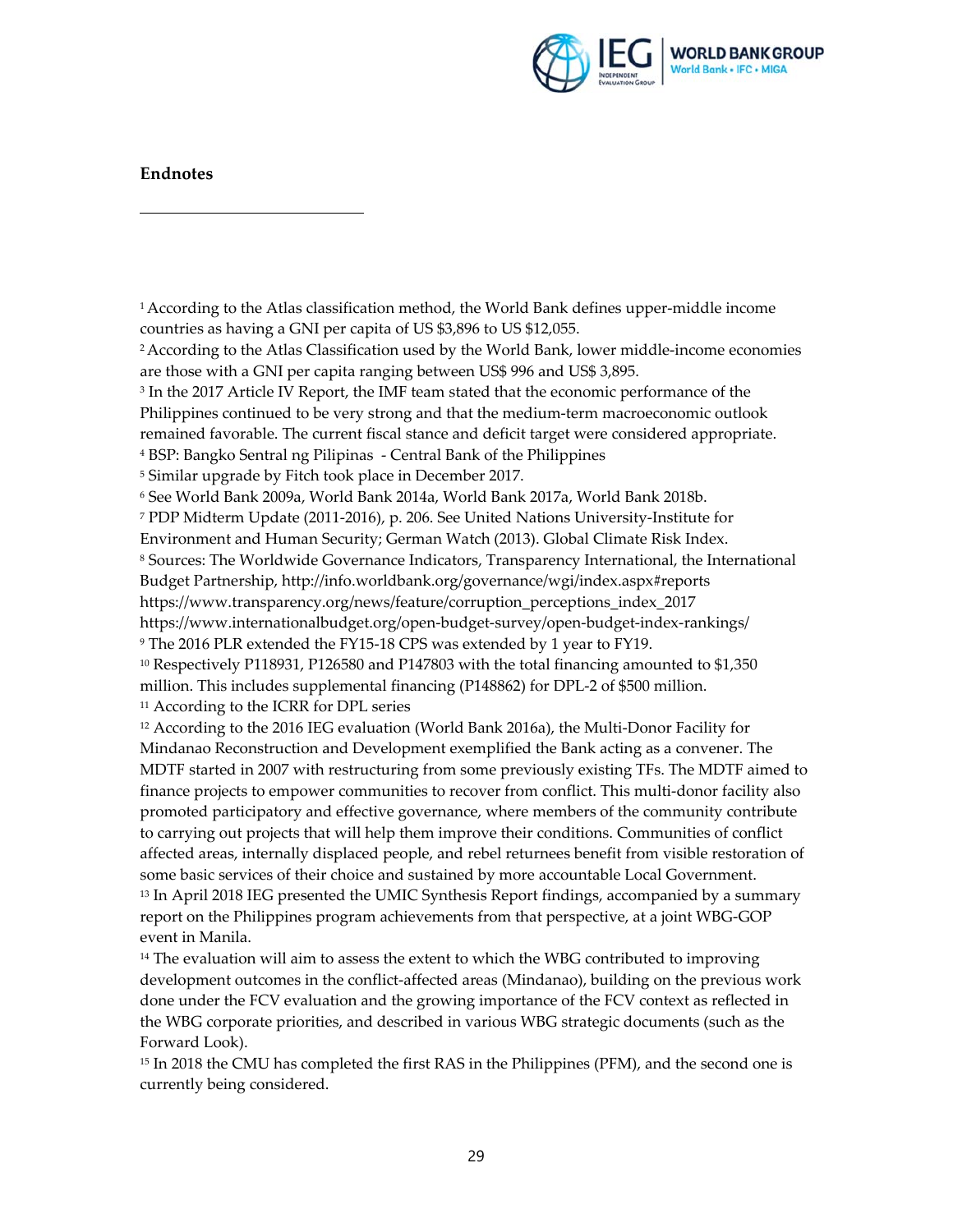**Endnotes**

---

[1] According to the Atlas classification method, the World Bank defines upper-middle income countries as having a GNI per capita of US $3,896 to US $12,055.

[2] According to the Atlas Classification used by the World Bank, lower middle-income economies are those with a GNI per capita ranging between US$ 996 and US$ 3,895.

[3] In the 2017 Article IV Report, the IMF team stated that the economic performance of the Philippines continued to be very strong and that the medium-term macroeconomic outlook remained favorable. The current fiscal stance and deficit target were considered appropriate.

[4] BSP: Bangko Sentral ng Pilipinas - Central Bank of the Philippines

[5] Similar upgrade by Fitch took place in December 2017.

[6] See World Bank 2009a, World Bank 2014a, World Bank 2017a, World Bank 2018b.

[7] PDP Midterm Update (2011-2016), p. 206. See United Nations University-Institute for Environment and Human Security; German Watch (2013). Global Climate Risk Index.

[8] Sources: The Worldwide Governance Indicators, Transparency International, the International Budget Partnership, http://info.worldbank.org/governance/wgi/index.aspx#reports https://www.transparency.org/news/feature/corruption_perceptions_index_2017 https://www.internationalbudget.org/open-budget-survey/open-budget-index-rankings/

[9] The 2016 PLR extended the FY15-18 CPS was extended by 1 year to FY19.

[10] Respectively P118931, P126580 and P147803 with the total financing amounted to $1,350 million. This includes supplemental financing (P148862) for DPL-2 of $500 million.

[11] According to the ICRR for DPL series

[12] According to the 2016 IEG evaluation (World Bank 2016a), the Multi-Donor Facility for Mindanao Reconstruction and Development exemplified the Bank acting as a convener. The MDTF started in 2007 with restructuring from some previously existing TFs. The MDTF aimed to finance projects to empower communities to recover from conflict. This multi-donor facility also promoted participatory and effective governance, where members of the community contribute to carrying out projects that will help them improve their conditions. Communities of conflict affected areas, internally displaced people, and rebel returnees benefit from visible restoration of some basic services of their choice and sustained by more accountable Local Government.

[13] In April 2018 IEG presented the UMIC Synthesis Report findings, accompanied by a summary report on the Philippines program achievements from that perspective, at a joint WBG-GOP event in Manila.

[14] The evaluation will aim to assess the extent to which the WBG contributed to improving development outcomes in the conflict-affected areas (Mindanao), building on the previous work done under the FCV evaluation and the growing importance of the FCV context as reflected in the WBG corporate priorities, and described in various WBG strategic documents (such as the Forward Look).

[15] In 2018 the CMU has completed the first RAS in the Philippines (PFM), and the second one is currently being considered.